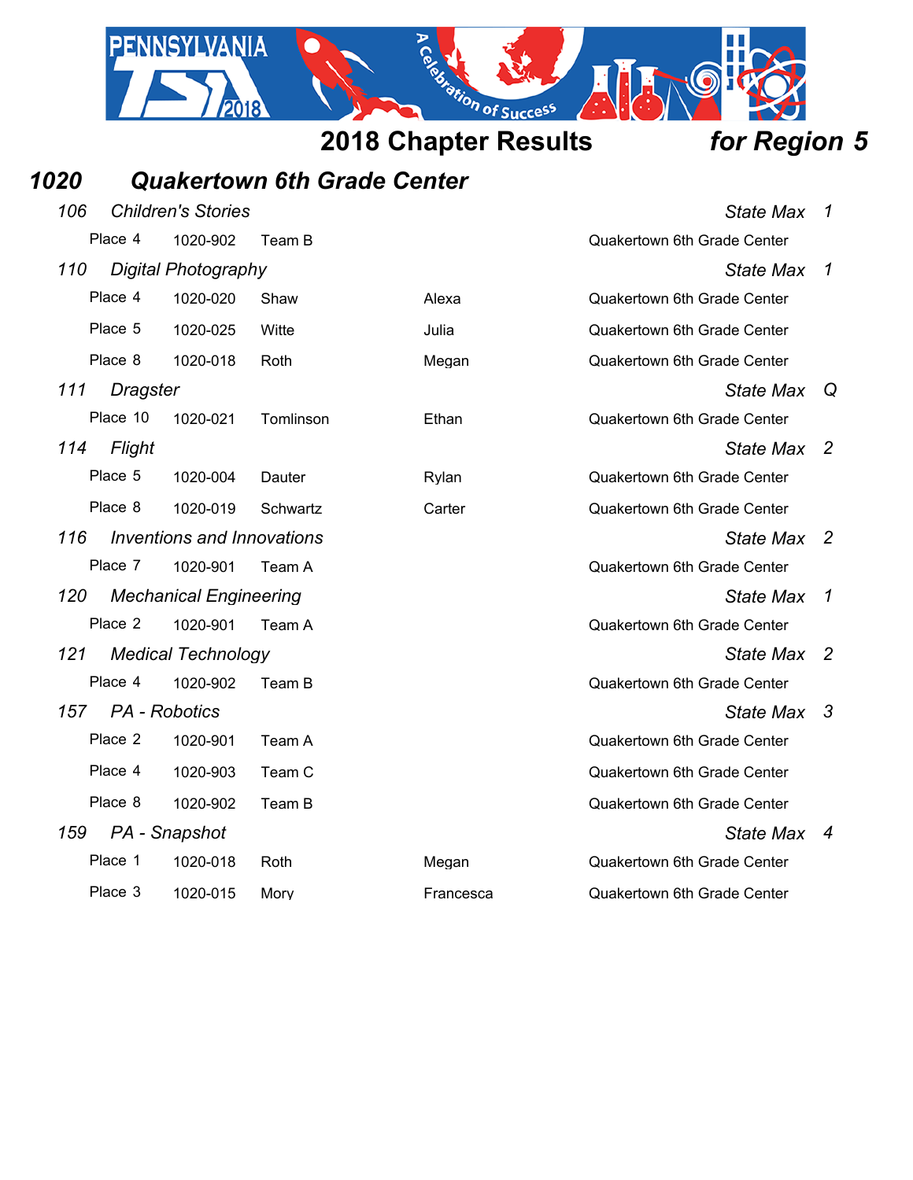# 2018 Chapter Results *for Region 5*

## *1020 Quakertown 6th Grade Center*

### *106 Children's Stories* — *State Max 1*

| Place | ID | Last Name | First Name | School |
|---|---|---|---|---|
| Place 4 | 1020-902 | Team B | | Quakertown 6th Grade Center |

### *110 Digital Photography* — *State Max 1*

| Place | ID | Last Name | First Name | School |
|---|---|---|---|---|
| Place 4 | 1020-020 | Shaw | Alexa | Quakertown 6th Grade Center |
| Place 5 | 1020-025 | Witte | Julia | Quakertown 6th Grade Center |
| Place 8 | 1020-018 | Roth | Megan | Quakertown 6th Grade Center |

### *111 Dragster* — *State Max Q*

| Place | ID | Last Name | First Name | School |
|---|---|---|---|---|
| Place 10 | 1020-021 | Tomlinson | Ethan | Quakertown 6th Grade Center |

### *114 Flight* — *State Max 2*

| Place | ID | Last Name | First Name | School |
|---|---|---|---|---|
| Place 5 | 1020-004 | Dauter | Rylan | Quakertown 6th Grade Center |
| Place 8 | 1020-019 | Schwartz | Carter | Quakertown 6th Grade Center |

### *116 Inventions and Innovations* — *State Max 2*

| Place | ID | Last Name | First Name | School |
|---|---|---|---|---|
| Place 7 | 1020-901 | Team A | | Quakertown 6th Grade Center |

### *120 Mechanical Engineering* — *State Max 1*

| Place | ID | Last Name | First Name | School |
|---|---|---|---|---|
| Place 2 | 1020-901 | Team A | | Quakertown 6th Grade Center |

### *121 Medical Technology* — *State Max 2*

| Place | ID | Last Name | First Name | School |
|---|---|---|---|---|
| Place 4 | 1020-902 | Team B | | Quakertown 6th Grade Center |

### *157 PA - Robotics* — *State Max 3*

| Place | ID | Last Name | First Name | School |
|---|---|---|---|---|
| Place 2 | 1020-901 | Team A | | Quakertown 6th Grade Center |
| Place 4 | 1020-903 | Team C | | Quakertown 6th Grade Center |
| Place 8 | 1020-902 | Team B | | Quakertown 6th Grade Center |

### *159 PA - Snapshot* — *State Max 4*

| Place | ID | Last Name | First Name | School |
|---|---|---|---|---|
| Place 1 | 1020-018 | Roth | Megan | Quakertown 6th Grade Center |
| Place 3 | 1020-015 | Mory | Francesca | Quakertown 6th Grade Center |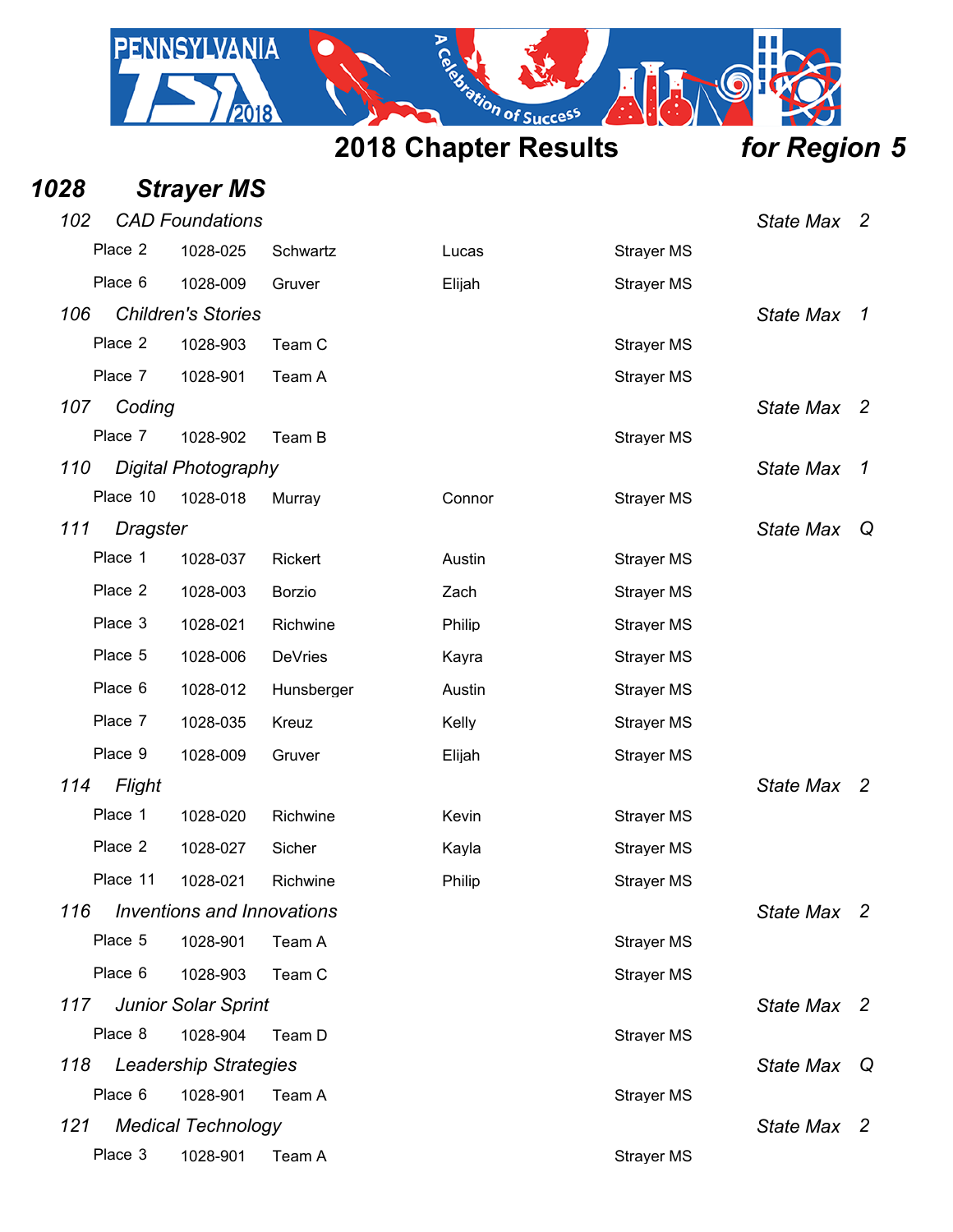## 2018 Chapter Results *for Region 5*

### *1028 Strayer MS*

*102 CAD Foundations* — *State Max 2*

| Place | ID | Last Name | First Name | School |
|---|---|---|---|---|
| Place 2 | 1028-025 | Schwartz | Lucas | Strayer MS |
| Place 6 | 1028-009 | Gruver | Elijah | Strayer MS |

*106 Children's Stories* — *State Max 1*

| Place | ID | Last Name | First Name | School |
|---|---|---|---|---|
| Place 2 | 1028-903 | Team C | | Strayer MS |
| Place 7 | 1028-901 | Team A | | Strayer MS |

*107 Coding* — *State Max 2*

| Place | ID | Last Name | First Name | School |
|---|---|---|---|---|
| Place 7 | 1028-902 | Team B | | Strayer MS |

*110 Digital Photography* — *State Max 1*

| Place | ID | Last Name | First Name | School |
|---|---|---|---|---|
| Place 10 | 1028-018 | Murray | Connor | Strayer MS |

*111 Dragster* — *State Max Q*

| Place | ID | Last Name | First Name | School |
|---|---|---|---|---|
| Place 1 | 1028-037 | Rickert | Austin | Strayer MS |
| Place 2 | 1028-003 | Borzio | Zach | Strayer MS |
| Place 3 | 1028-021 | Richwine | Philip | Strayer MS |
| Place 5 | 1028-006 | DeVries | Kayra | Strayer MS |
| Place 6 | 1028-012 | Hunsberger | Austin | Strayer MS |
| Place 7 | 1028-035 | Kreuz | Kelly | Strayer MS |
| Place 9 | 1028-009 | Gruver | Elijah | Strayer MS |

*114 Flight* — *State Max 2*

| Place | ID | Last Name | First Name | School |
|---|---|---|---|---|
| Place 1 | 1028-020 | Richwine | Kevin | Strayer MS |
| Place 2 | 1028-027 | Sicher | Kayla | Strayer MS |
| Place 11 | 1028-021 | Richwine | Philip | Strayer MS |

*116 Inventions and Innovations* — *State Max 2*

| Place | ID | Last Name | First Name | School |
|---|---|---|---|---|
| Place 5 | 1028-901 | Team A | | Strayer MS |
| Place 6 | 1028-903 | Team C | | Strayer MS |

*117 Junior Solar Sprint* — *State Max 2*

| Place | ID | Last Name | First Name | School |
|---|---|---|---|---|
| Place 8 | 1028-904 | Team D | | Strayer MS |

*118 Leadership Strategies* — *State Max Q*

| Place | ID | Last Name | First Name | School |
|---|---|---|---|---|
| Place 6 | 1028-901 | Team A | | Strayer MS |

*121 Medical Technology* — *State Max 2*

| Place | ID | Last Name | First Name | School |
|---|---|---|---|---|
| Place 3 | 1028-901 | Team A | | Strayer MS |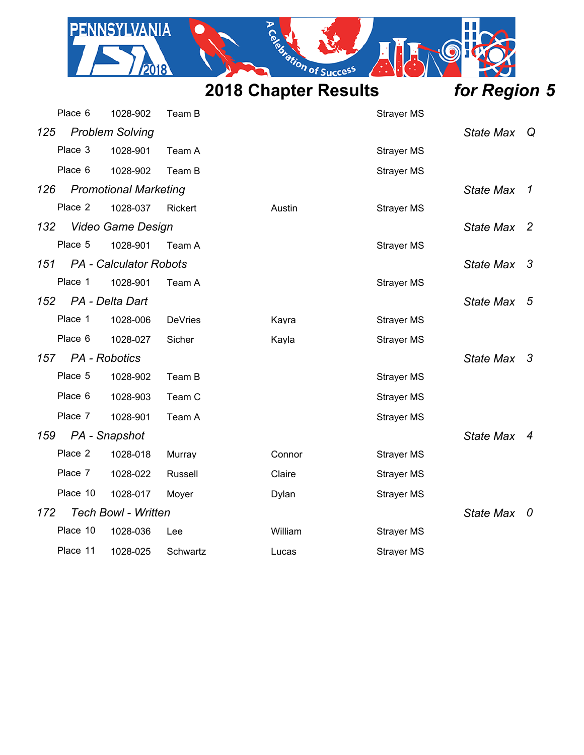## 2018 Chapter Results *for Region 5*

| | | | | |
|---|---|---|---|---|
| Place 6 | 1028-902 | Team B | | Strayer MS |

### *125 Problem Solving* — *State Max Q*

| | | | | |
|---|---|---|---|---|
| Place 3 | 1028-901 | Team A | | Strayer MS |
| Place 6 | 1028-902 | Team B | | Strayer MS |

### *126 Promotional Marketing* — *State Max 1*

| | | | | |
|---|---|---|---|---|
| Place 2 | 1028-037 | Rickert | Austin | Strayer MS |

### *132 Video Game Design* — *State Max 2*

| | | | | |
|---|---|---|---|---|
| Place 5 | 1028-901 | Team A | | Strayer MS |

### *151 PA - Calculator Robots* — *State Max 3*

| | | | | |
|---|---|---|---|---|
| Place 1 | 1028-901 | Team A | | Strayer MS |

### *152 PA - Delta Dart* — *State Max 5*

| | | | | |
|---|---|---|---|---|
| Place 1 | 1028-006 | DeVries | Kayra | Strayer MS |
| Place 6 | 1028-027 | Sicher | Kayla | Strayer MS |

### *157 PA - Robotics* — *State Max 3*

| | | | | |
|---|---|---|---|---|
| Place 5 | 1028-902 | Team B | | Strayer MS |
| Place 6 | 1028-903 | Team C | | Strayer MS |
| Place 7 | 1028-901 | Team A | | Strayer MS |

### *159 PA - Snapshot* — *State Max 4*

| | | | | |
|---|---|---|---|---|
| Place 2 | 1028-018 | Murray | Connor | Strayer MS |
| Place 7 | 1028-022 | Russell | Claire | Strayer MS |
| Place 10 | 1028-017 | Moyer | Dylan | Strayer MS |

### *172 Tech Bowl - Written* — *State Max 0*

| | | | | |
|---|---|---|---|---|
| Place 10 | 1028-036 | Lee | William | Strayer MS |
| Place 11 | 1028-025 | Schwartz | Lucas | Strayer MS |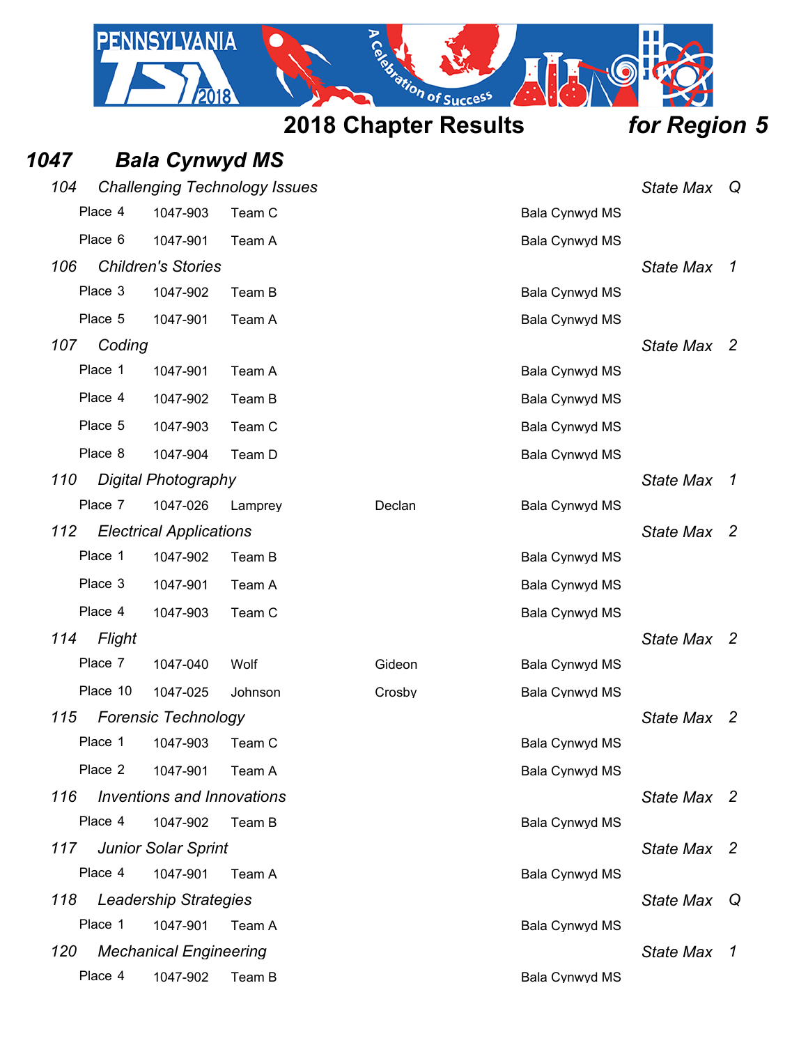## 2018 Chapter Results *for Region 5*

### *1047 Bala Cynwyd MS*

| Event | | | | | | State Max |
|---|---|---|---|---|---|---|
| ***104 Challenging Technology Issues*** | | | | | | ***Q*** |
| Place 4 | 1047-903 | Team C | | Bala Cynwyd MS | | |
| Place 6 | 1047-901 | Team A | | Bala Cynwyd MS | | |
| ***106 Children's Stories*** | | | | | | ***1*** |
| Place 3 | 1047-902 | Team B | | Bala Cynwyd MS | | |
| Place 5 | 1047-901 | Team A | | Bala Cynwyd MS | | |
| ***107 Coding*** | | | | | | ***2*** |
| Place 1 | 1047-901 | Team A | | Bala Cynwyd MS | | |
| Place 4 | 1047-902 | Team B | | Bala Cynwyd MS | | |
| Place 5 | 1047-903 | Team C | | Bala Cynwyd MS | | |
| Place 8 | 1047-904 | Team D | | Bala Cynwyd MS | | |
| ***110 Digital Photography*** | | | | | | ***1*** |
| Place 7 | 1047-026 | Lamprey | Declan | Bala Cynwyd MS | | |
| ***112 Electrical Applications*** | | | | | | ***2*** |
| Place 1 | 1047-902 | Team B | | Bala Cynwyd MS | | |
| Place 3 | 1047-901 | Team A | | Bala Cynwyd MS | | |
| Place 4 | 1047-903 | Team C | | Bala Cynwyd MS | | |
| ***114 Flight*** | | | | | | ***2*** |
| Place 7 | 1047-040 | Wolf | Gideon | Bala Cynwyd MS | | |
| Place 10 | 1047-025 | Johnson | Crosby | Bala Cynwyd MS | | |
| ***115 Forensic Technology*** | | | | | | ***2*** |
| Place 1 | 1047-903 | Team C | | Bala Cynwyd MS | | |
| Place 2 | 1047-901 | Team A | | Bala Cynwyd MS | | |
| ***116 Inventions and Innovations*** | | | | | | ***2*** |
| Place 4 | 1047-902 | Team B | | Bala Cynwyd MS | | |
| ***117 Junior Solar Sprint*** | | | | | | ***2*** |
| Place 4 | 1047-901 | Team A | | Bala Cynwyd MS | | |
| ***118 Leadership Strategies*** | | | | | | ***Q*** |
| Place 1 | 1047-901 | Team A | | Bala Cynwyd MS | | |
| ***120 Mechanical Engineering*** | | | | | | ***1*** |
| Place 4 | 1047-902 | Team B | | Bala Cynwyd MS | | |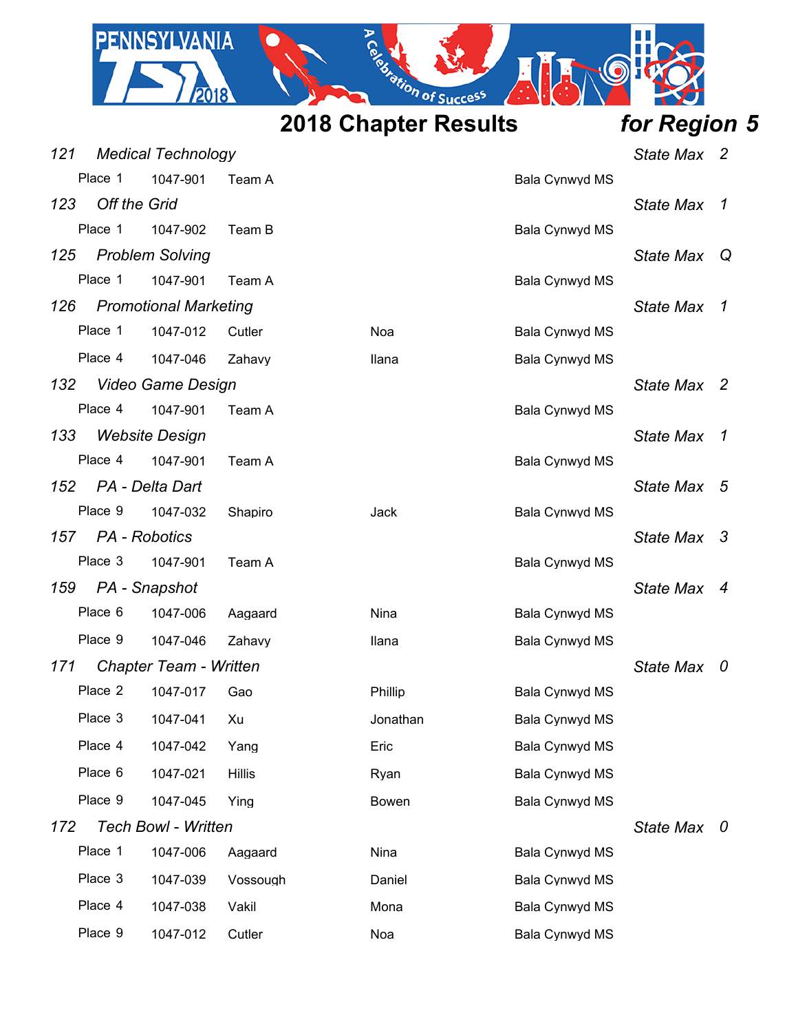# 2018 Chapter Results *for Region 5*

### *121 Medical Technology* — *State Max 2*

| Place | ID | Name | First Name | School |
|---|---|---|---|---|
| Place 1 | 1047-901 | Team A | | Bala Cynwyd MS |

### *123 Off the Grid* — *State Max 1*

| Place | ID | Name | First Name | School |
|---|---|---|---|---|
| Place 1 | 1047-902 | Team B | | Bala Cynwyd MS |

### *125 Problem Solving* — *State Max Q*

| Place | ID | Name | First Name | School |
|---|---|---|---|---|
| Place 1 | 1047-901 | Team A | | Bala Cynwyd MS |

### *126 Promotional Marketing* — *State Max 1*

| Place | ID | Name | First Name | School |
|---|---|---|---|---|
| Place 1 | 1047-012 | Cutler | Noa | Bala Cynwyd MS |
| Place 4 | 1047-046 | Zahavy | Ilana | Bala Cynwyd MS |

### *132 Video Game Design* — *State Max 2*

| Place | ID | Name | First Name | School |
|---|---|---|---|---|
| Place 4 | 1047-901 | Team A | | Bala Cynwyd MS |

### *133 Website Design* — *State Max 1*

| Place | ID | Name | First Name | School |
|---|---|---|---|---|
| Place 4 | 1047-901 | Team A | | Bala Cynwyd MS |

### *152 PA - Delta Dart* — *State Max 5*

| Place | ID | Name | First Name | School |
|---|---|---|---|---|
| Place 9 | 1047-032 | Shapiro | Jack | Bala Cynwyd MS |

### *157 PA - Robotics* — *State Max 3*

| Place | ID | Name | First Name | School |
|---|---|---|---|---|
| Place 3 | 1047-901 | Team A | | Bala Cynwyd MS |

### *159 PA - Snapshot* — *State Max 4*

| Place | ID | Name | First Name | School |
|---|---|---|---|---|
| Place 6 | 1047-006 | Aagaard | Nina | Bala Cynwyd MS |
| Place 9 | 1047-046 | Zahavy | Ilana | Bala Cynwyd MS |

### *171 Chapter Team - Written* — *State Max 0*

| Place | ID | Name | First Name | School |
|---|---|---|---|---|
| Place 2 | 1047-017 | Gao | Phillip | Bala Cynwyd MS |
| Place 3 | 1047-041 | Xu | Jonathan | Bala Cynwyd MS |
| Place 4 | 1047-042 | Yang | Eric | Bala Cynwyd MS |
| Place 6 | 1047-021 | Hillis | Ryan | Bala Cynwyd MS |
| Place 9 | 1047-045 | Ying | Bowen | Bala Cynwyd MS |

### *172 Tech Bowl - Written* — *State Max 0*

| Place | ID | Name | First Name | School |
|---|---|---|---|---|
| Place 1 | 1047-006 | Aagaard | Nina | Bala Cynwyd MS |
| Place 3 | 1047-039 | Vossough | Daniel | Bala Cynwyd MS |
| Place 4 | 1047-038 | Vakil | Mona | Bala Cynwyd MS |
| Place 9 | 1047-012 | Cutler | Noa | Bala Cynwyd MS |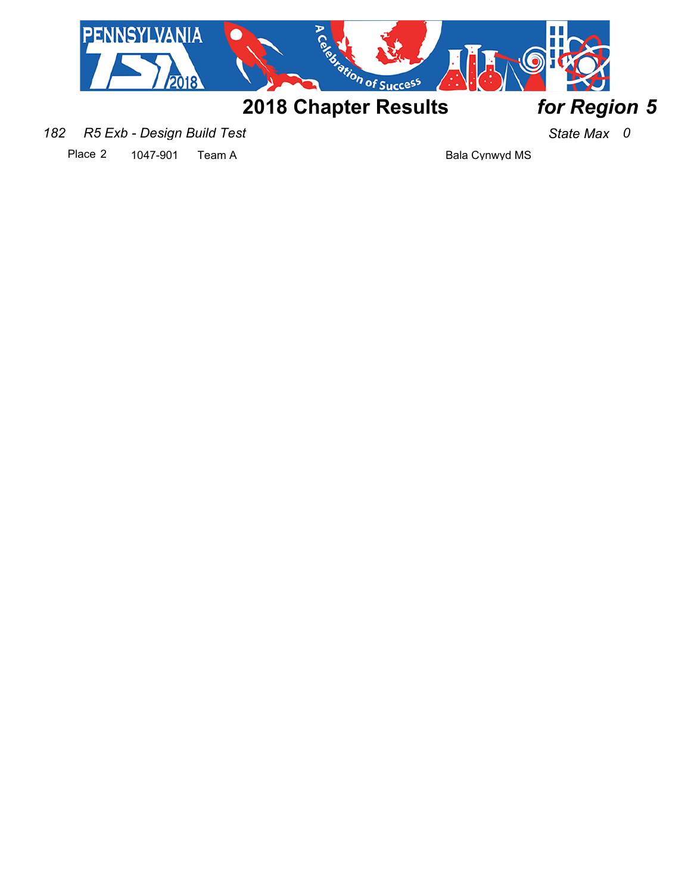# 2018 Chapter Results *for Region 5*

*182 R5 Exb - Design Build Test* *State Max 0*

| Place | ID | Team | School |
|---|---|---|---|
| Place 2 | 1047-901 | Team A | Bala Cynwyd MS |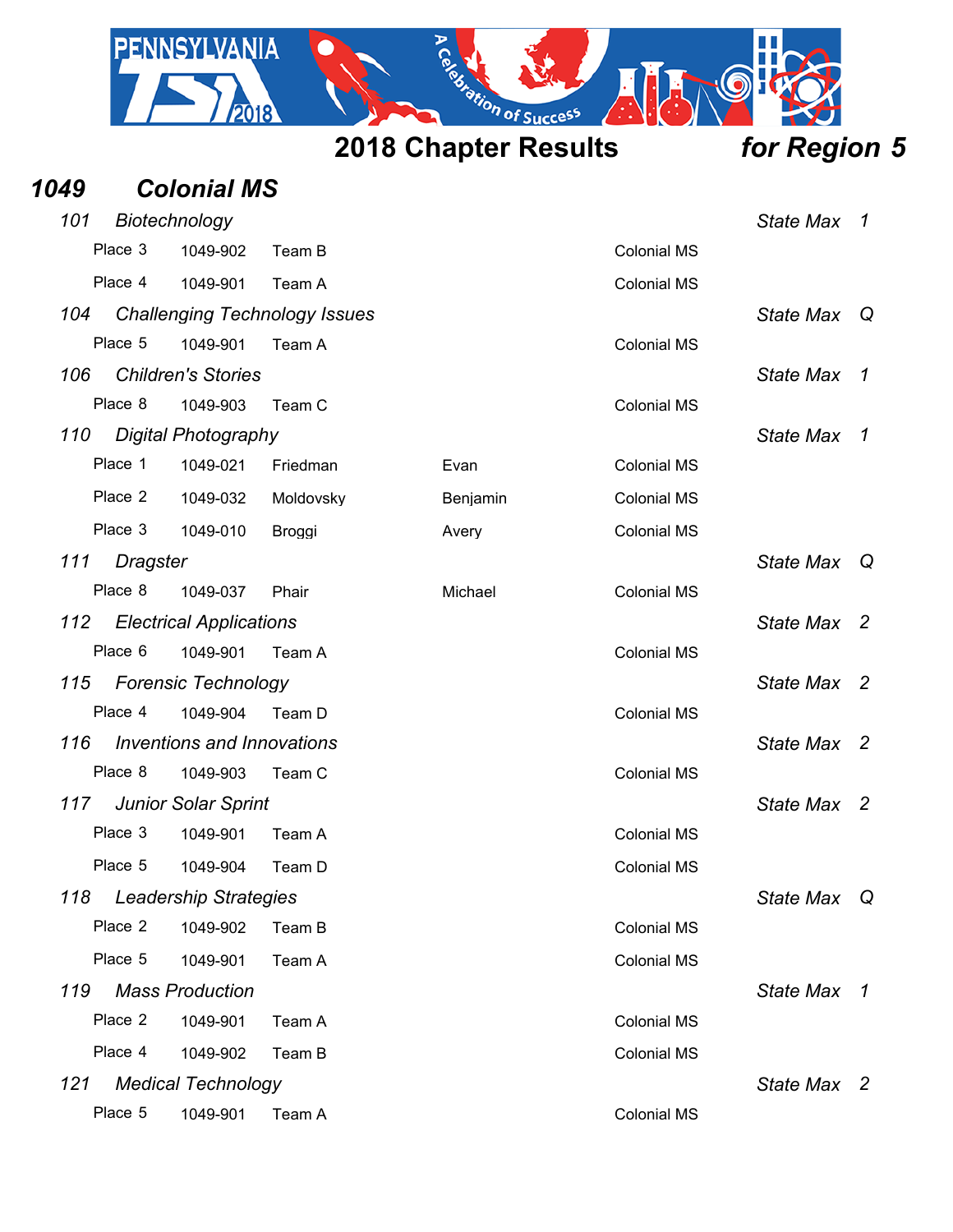# 2018 Chapter Results *for Region 5*

## *1049 Colonial MS*

### *101 Biotechnology* — *State Max 1*

| Place | ID | Name | | School |
|---|---|---|---|---|
| Place 3 | 1049-902 | Team B | | Colonial MS |
| Place 4 | 1049-901 | Team A | | Colonial MS |

### *104 Challenging Technology Issues* — *State Max Q*

| Place | ID | Name | | School |
|---|---|---|---|---|
| Place 5 | 1049-901 | Team A | | Colonial MS |

### *106 Children's Stories* — *State Max 1*

| Place | ID | Name | | School |
|---|---|---|---|---|
| Place 8 | 1049-903 | Team C | | Colonial MS |

### *110 Digital Photography* — *State Max 1*

| Place | ID | Name | | School |
|---|---|---|---|---|
| Place 1 | 1049-021 | Friedman | Evan | Colonial MS |
| Place 2 | 1049-032 | Moldovsky | Benjamin | Colonial MS |
| Place 3 | 1049-010 | Broggi | Avery | Colonial MS |

### *111 Dragster* — *State Max Q*

| Place | ID | Name | | School |
|---|---|---|---|---|
| Place 8 | 1049-037 | Phair | Michael | Colonial MS |

### *112 Electrical Applications* — *State Max 2*

| Place | ID | Name | | School |
|---|---|---|---|---|
| Place 6 | 1049-901 | Team A | | Colonial MS |

### *115 Forensic Technology* — *State Max 2*

| Place | ID | Name | | School |
|---|---|---|---|---|
| Place 4 | 1049-904 | Team D | | Colonial MS |

### *116 Inventions and Innovations* — *State Max 2*

| Place | ID | Name | | School |
|---|---|---|---|---|
| Place 8 | 1049-903 | Team C | | Colonial MS |

### *117 Junior Solar Sprint* — *State Max 2*

| Place | ID | Name | | School |
|---|---|---|---|---|
| Place 3 | 1049-901 | Team A | | Colonial MS |
| Place 5 | 1049-904 | Team D | | Colonial MS |

### *118 Leadership Strategies* — *State Max Q*

| Place | ID | Name | | School |
|---|---|---|---|---|
| Place 2 | 1049-902 | Team B | | Colonial MS |
| Place 5 | 1049-901 | Team A | | Colonial MS |

### *119 Mass Production* — *State Max 1*

| Place | ID | Name | | School |
|---|---|---|---|---|
| Place 2 | 1049-901 | Team A | | Colonial MS |
| Place 4 | 1049-902 | Team B | | Colonial MS |

### *121 Medical Technology* — *State Max 2*

| Place | ID | Name | | School |
|---|---|---|---|---|
| Place 5 | 1049-901 | Team A | | Colonial MS |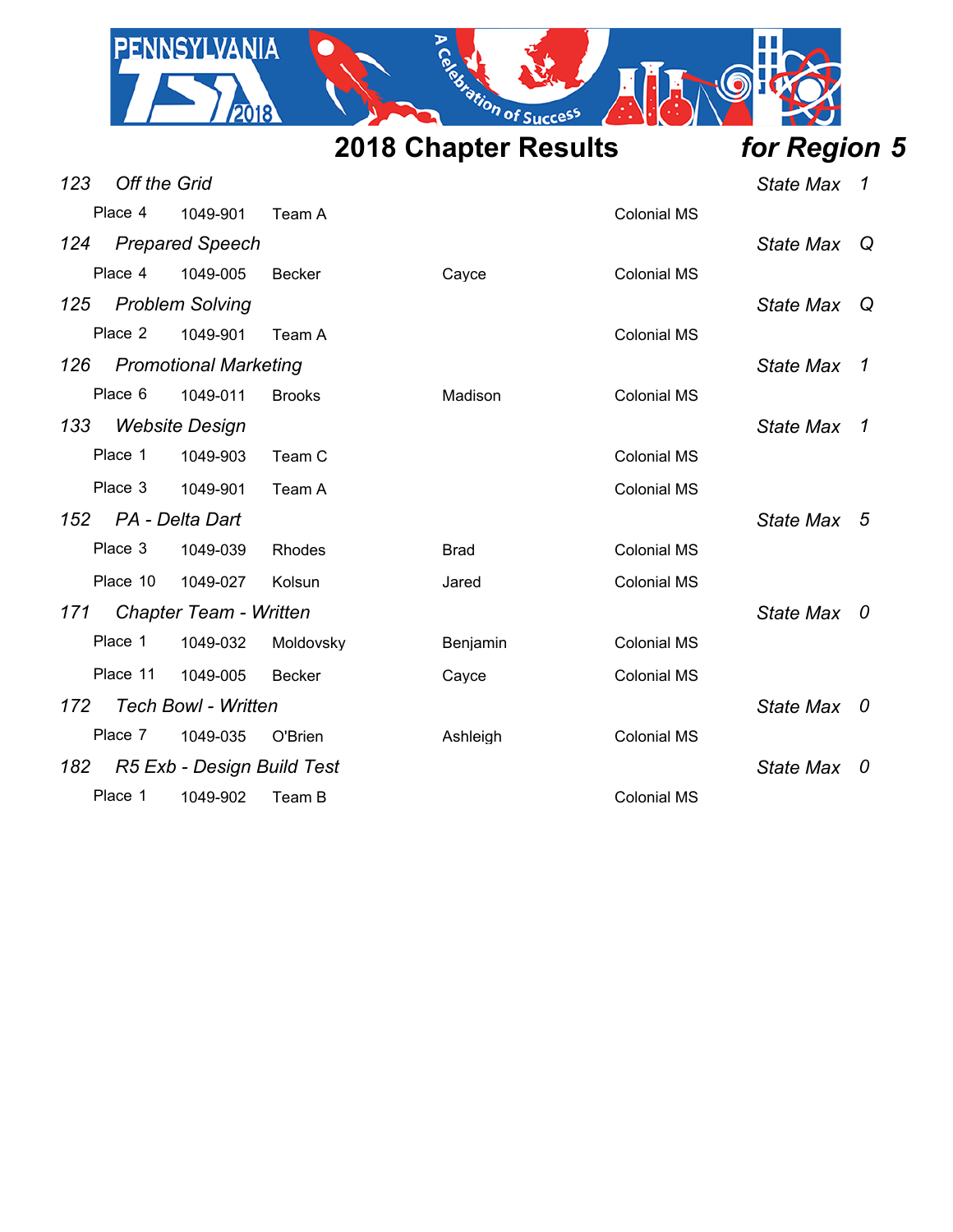# 2018 Chapter Results *for Region 5*

### *123 Off the Grid* — *State Max 1*

| Place | ID | Name | First Name | School |
|---|---|---|---|---|
| Place 4 | 1049-901 | Team A | | Colonial MS |

### *124 Prepared Speech* — *State Max Q*

| Place | ID | Name | First Name | School |
|---|---|---|---|---|
| Place 4 | 1049-005 | Becker | Cayce | Colonial MS |

### *125 Problem Solving* — *State Max Q*

| Place | ID | Name | First Name | School |
|---|---|---|---|---|
| Place 2 | 1049-901 | Team A | | Colonial MS |

### *126 Promotional Marketing* — *State Max 1*

| Place | ID | Name | First Name | School |
|---|---|---|---|---|
| Place 6 | 1049-011 | Brooks | Madison | Colonial MS |

### *133 Website Design* — *State Max 1*

| Place | ID | Name | First Name | School |
|---|---|---|---|---|
| Place 1 | 1049-903 | Team C | | Colonial MS |
| Place 3 | 1049-901 | Team A | | Colonial MS |

### *152 PA - Delta Dart* — *State Max 5*

| Place | ID | Name | First Name | School |
|---|---|---|---|---|
| Place 3 | 1049-039 | Rhodes | Brad | Colonial MS |
| Place 10 | 1049-027 | Kolsun | Jared | Colonial MS |

### *171 Chapter Team - Written* — *State Max 0*

| Place | ID | Name | First Name | School |
|---|---|---|---|---|
| Place 1 | 1049-032 | Moldovsky | Benjamin | Colonial MS |
| Place 11 | 1049-005 | Becker | Cayce | Colonial MS |

### *172 Tech Bowl - Written* — *State Max 0*

| Place | ID | Name | First Name | School |
|---|---|---|---|---|
| Place 7 | 1049-035 | O'Brien | Ashleigh | Colonial MS |

### *182 R5 Exb - Design Build Test* — *State Max 0*

| Place | ID | Name | First Name | School |
|---|---|---|---|---|
| Place 1 | 1049-902 | Team B | | Colonial MS |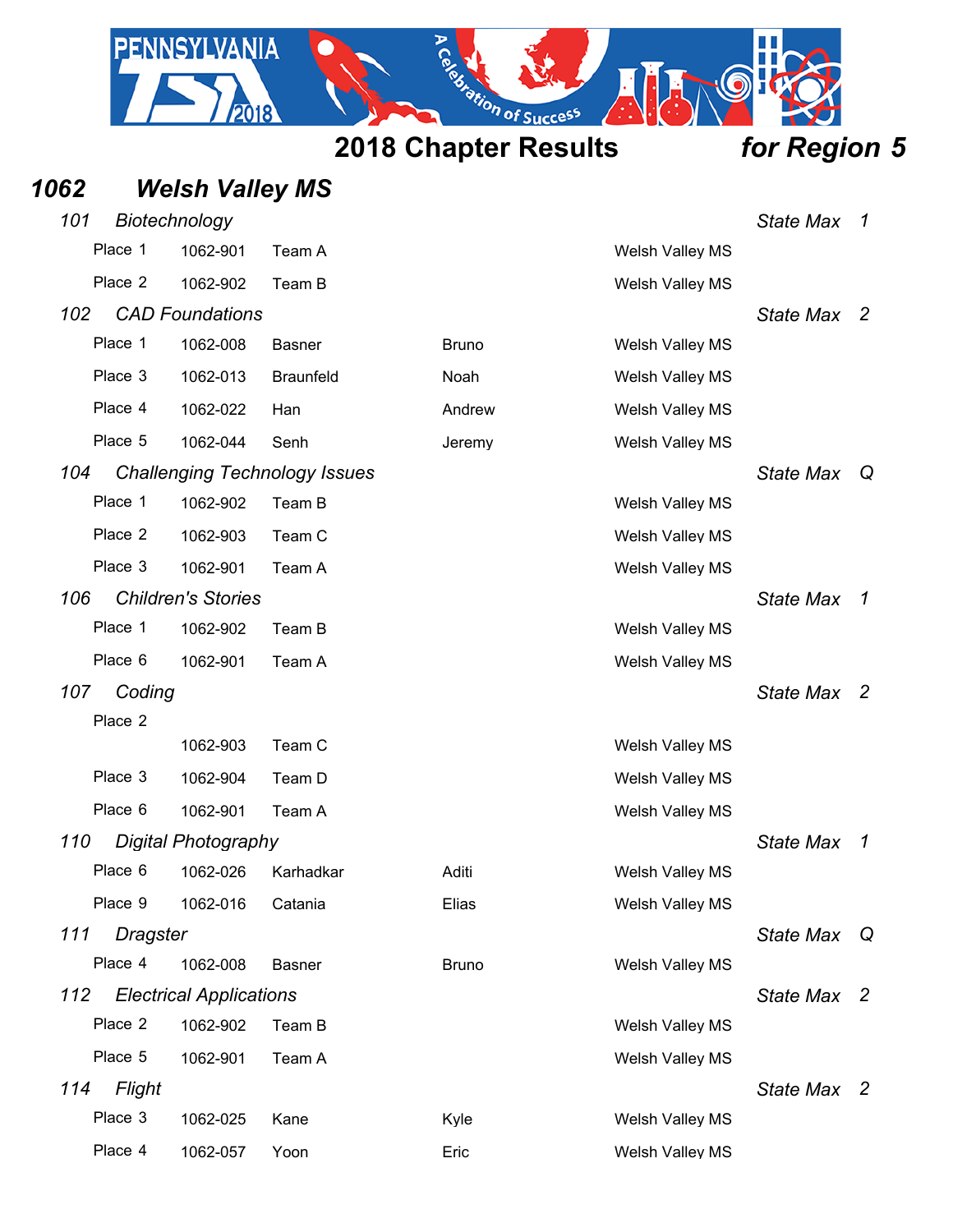## 2018 Chapter Results *for Region 5*

## *1062 Welsh Valley MS*

### *101 Biotechnology* — *State Max 1*

| | | | | |
|---|---|---|---|---|
| Place 1 | 1062-901 | Team A | | Welsh Valley MS |
| Place 2 | 1062-902 | Team B | | Welsh Valley MS |

### *102 CAD Foundations* — *State Max 2*

| | | | | |
|---|---|---|---|---|
| Place 1 | 1062-008 | Basner | Bruno | Welsh Valley MS |
| Place 3 | 1062-013 | Braunfeld | Noah | Welsh Valley MS |
| Place 4 | 1062-022 | Han | Andrew | Welsh Valley MS |
| Place 5 | 1062-044 | Senh | Jeremy | Welsh Valley MS |

### *104 Challenging Technology Issues* — *State Max Q*

| | | | | |
|---|---|---|---|---|
| Place 1 | 1062-902 | Team B | | Welsh Valley MS |
| Place 2 | 1062-903 | Team C | | Welsh Valley MS |
| Place 3 | 1062-901 | Team A | | Welsh Valley MS |

### *106 Children's Stories* — *State Max 1*

| | | | | |
|---|---|---|---|---|
| Place 1 | 1062-902 | Team B | | Welsh Valley MS |
| Place 6 | 1062-901 | Team A | | Welsh Valley MS |

### *107 Coding* — *State Max 2*

| | | | | |
|---|---|---|---|---|
| Place 2 | | | | |
| | 1062-903 | Team C | | Welsh Valley MS |
| Place 3 | 1062-904 | Team D | | Welsh Valley MS |
| Place 6 | 1062-901 | Team A | | Welsh Valley MS |

### *110 Digital Photography* — *State Max 1*

| | | | | |
|---|---|---|---|---|
| Place 6 | 1062-026 | Karhadkar | Aditi | Welsh Valley MS |
| Place 9 | 1062-016 | Catania | Elias | Welsh Valley MS |

### *111 Dragster* — *State Max Q*

| | | | | |
|---|---|---|---|---|
| Place 4 | 1062-008 | Basner | Bruno | Welsh Valley MS |

### *112 Electrical Applications* — *State Max 2*

| | | | | |
|---|---|---|---|---|
| Place 2 | 1062-902 | Team B | | Welsh Valley MS |
| Place 5 | 1062-901 | Team A | | Welsh Valley MS |

### *114 Flight* — *State Max 2*

| | | | | |
|---|---|---|---|---|
| Place 3 | 1062-025 | Kane | Kyle | Welsh Valley MS |
| Place 4 | 1062-057 | Yoon | Eric | Welsh Valley MS |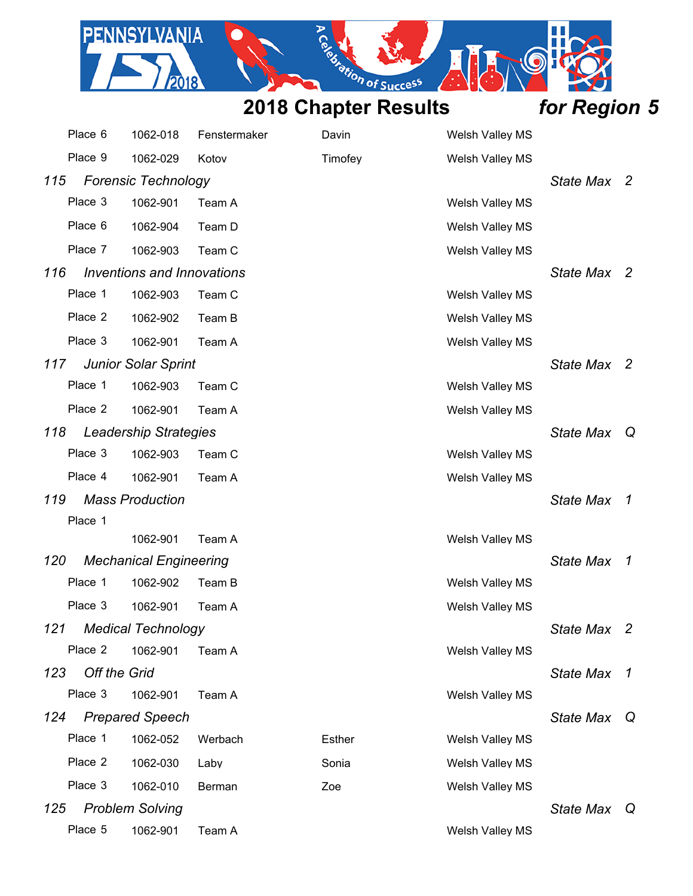## 2018 Chapter Results *for Region 5*

| | | | | |
|---|---|---|---|---|
| Place 6 | 1062-018 | Fenstermaker | Davin | Welsh Valley MS |
| Place 9 | 1062-029 | Kotov | Timofey | Welsh Valley MS |

### *115 Forensic Technology* — *State Max 2*

| | | | | |
|---|---|---|---|---|
| Place 3 | 1062-901 | Team A | | Welsh Valley MS |
| Place 6 | 1062-904 | Team D | | Welsh Valley MS |
| Place 7 | 1062-903 | Team C | | Welsh Valley MS |

### *116 Inventions and Innovations* — *State Max 2*

| | | | | |
|---|---|---|---|---|
| Place 1 | 1062-903 | Team C | | Welsh Valley MS |
| Place 2 | 1062-902 | Team B | | Welsh Valley MS |
| Place 3 | 1062-901 | Team A | | Welsh Valley MS |

### *117 Junior Solar Sprint* — *State Max 2*

| | | | | |
|---|---|---|---|---|
| Place 1 | 1062-903 | Team C | | Welsh Valley MS |
| Place 2 | 1062-901 | Team A | | Welsh Valley MS |

### *118 Leadership Strategies* — *State Max Q*

| | | | | |
|---|---|---|---|---|
| Place 3 | 1062-903 | Team C | | Welsh Valley MS |
| Place 4 | 1062-901 | Team A | | Welsh Valley MS |

### *119 Mass Production* — *State Max 1*

| | | | | |
|---|---|---|---|---|
| Place 1 | 1062-901 | Team A | | Welsh Valley MS |

### *120 Mechanical Engineering* — *State Max 1*

| | | | | |
|---|---|---|---|---|
| Place 1 | 1062-902 | Team B | | Welsh Valley MS |
| Place 3 | 1062-901 | Team A | | Welsh Valley MS |

### *121 Medical Technology* — *State Max 2*

| | | | | |
|---|---|---|---|---|
| Place 2 | 1062-901 | Team A | | Welsh Valley MS |

### *123 Off the Grid* — *State Max 1*

| | | | | |
|---|---|---|---|---|
| Place 3 | 1062-901 | Team A | | Welsh Valley MS |

### *124 Prepared Speech* — *State Max Q*

| | | | | |
|---|---|---|---|---|
| Place 1 | 1062-052 | Werbach | Esther | Welsh Valley MS |
| Place 2 | 1062-030 | Laby | Sonia | Welsh Valley MS |
| Place 3 | 1062-010 | Berman | Zoe | Welsh Valley MS |

### *125 Problem Solving* — *State Max Q*

| | | | | |
|---|---|---|---|---|
| Place 5 | 1062-901 | Team A | | Welsh Valley MS |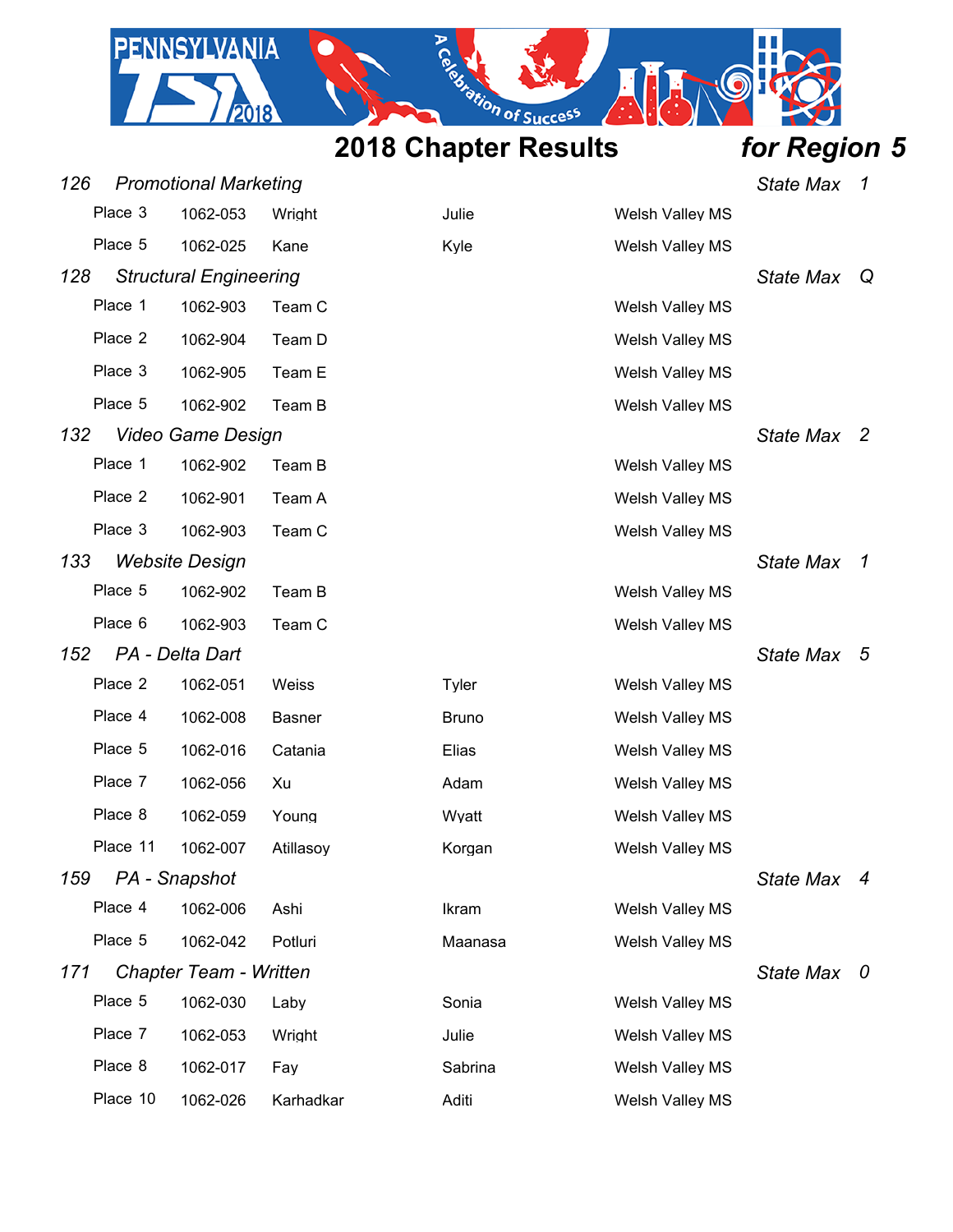# 2018 Chapter Results *for Region 5*

### 126 *Promotional Marketing* — *State Max* 1

| Place | ID | Last Name | First Name | School |
|---|---|---|---|---|
| Place 3 | 1062-053 | Wright | Julie | Welsh Valley MS |
| Place 5 | 1062-025 | Kane | Kyle | Welsh Valley MS |

### 128 *Structural Engineering* — *State Max* Q

| Place | ID | Last Name | First Name | School |
|---|---|---|---|---|
| Place 1 | 1062-903 | Team C | | Welsh Valley MS |
| Place 2 | 1062-904 | Team D | | Welsh Valley MS |
| Place 3 | 1062-905 | Team E | | Welsh Valley MS |
| Place 5 | 1062-902 | Team B | | Welsh Valley MS |

### 132 *Video Game Design* — *State Max* 2

| Place | ID | Last Name | First Name | School |
|---|---|---|---|---|
| Place 1 | 1062-902 | Team B | | Welsh Valley MS |
| Place 2 | 1062-901 | Team A | | Welsh Valley MS |
| Place 3 | 1062-903 | Team C | | Welsh Valley MS |

### 133 *Website Design* — *State Max* 1

| Place | ID | Last Name | First Name | School |
|---|---|---|---|---|
| Place 5 | 1062-902 | Team B | | Welsh Valley MS |
| Place 6 | 1062-903 | Team C | | Welsh Valley MS |

### 152 *PA - Delta Dart* — *State Max* 5

| Place | ID | Last Name | First Name | School |
|---|---|---|---|---|
| Place 2 | 1062-051 | Weiss | Tyler | Welsh Valley MS |
| Place 4 | 1062-008 | Basner | Bruno | Welsh Valley MS |
| Place 5 | 1062-016 | Catania | Elias | Welsh Valley MS |
| Place 7 | 1062-056 | Xu | Adam | Welsh Valley MS |
| Place 8 | 1062-059 | Young | Wyatt | Welsh Valley MS |
| Place 11 | 1062-007 | Atillasoy | Korgan | Welsh Valley MS |

### 159 *PA - Snapshot* — *State Max* 4

| Place | ID | Last Name | First Name | School |
|---|---|---|---|---|
| Place 4 | 1062-006 | Ashi | Ikram | Welsh Valley MS |
| Place 5 | 1062-042 | Potluri | Maanasa | Welsh Valley MS |

### 171 *Chapter Team - Written* — *State Max* 0

| Place | ID | Last Name | First Name | School |
|---|---|---|---|---|
| Place 5 | 1062-030 | Laby | Sonia | Welsh Valley MS |
| Place 7 | 1062-053 | Wright | Julie | Welsh Valley MS |
| Place 8 | 1062-017 | Fay | Sabrina | Welsh Valley MS |
| Place 10 | 1062-026 | Karhadkar | Aditi | Welsh Valley MS |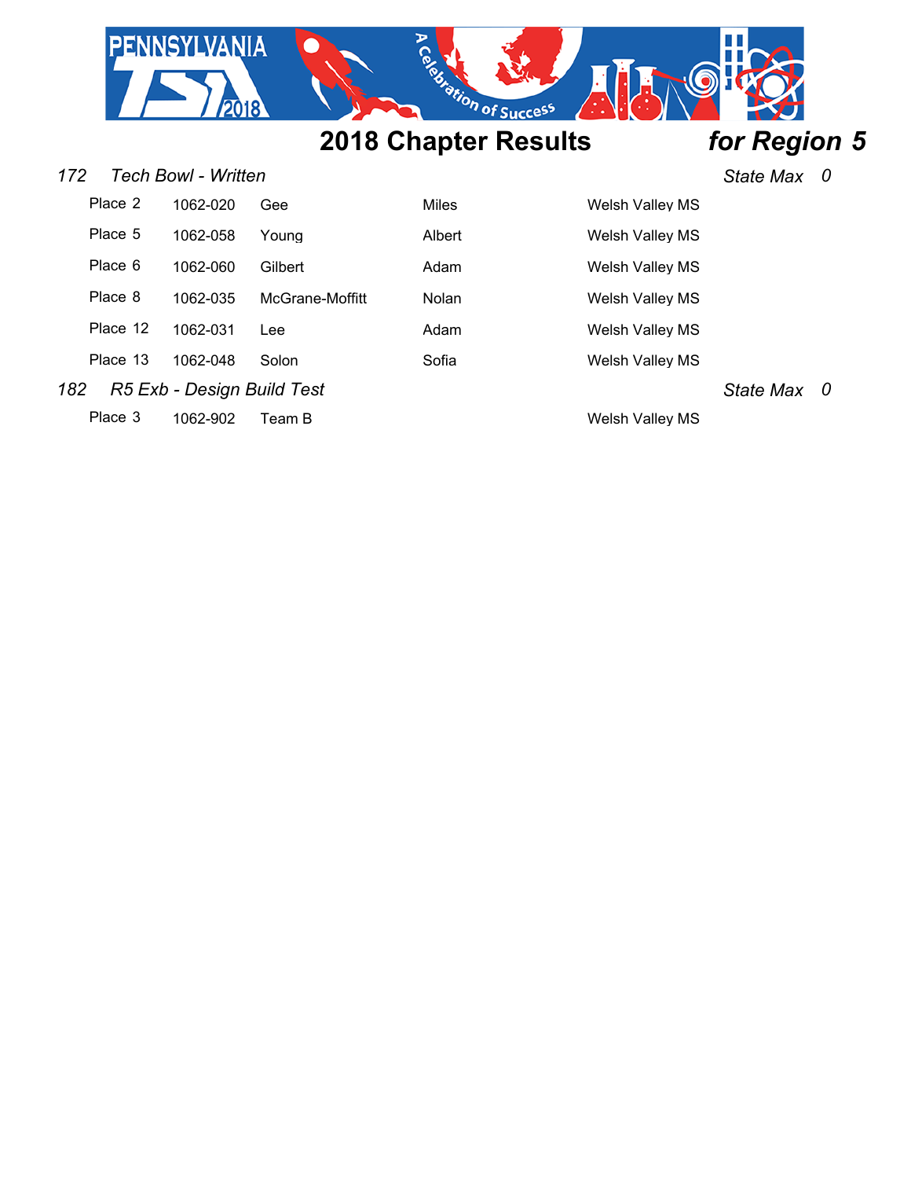## 2018 Chapter Results *for Region 5*

### *172 Tech Bowl - Written* — *State Max 0*

| Place | ID | Last Name | First Name | School |
|---|---|---|---|---|
| Place 2 | 1062-020 | Gee | Miles | Welsh Valley MS |
| Place 5 | 1062-058 | Young | Albert | Welsh Valley MS |
| Place 6 | 1062-060 | Gilbert | Adam | Welsh Valley MS |
| Place 8 | 1062-035 | McGrane-Moffitt | Nolan | Welsh Valley MS |
| Place 12 | 1062-031 | Lee | Adam | Welsh Valley MS |
| Place 13 | 1062-048 | Solon | Sofia | Welsh Valley MS |

### *182 R5 Exb - Design Build Test* — *State Max 0*

| Place | ID | Last Name | First Name | School |
|---|---|---|---|---|
| Place 3 | 1062-902 | Team B | | Welsh Valley MS |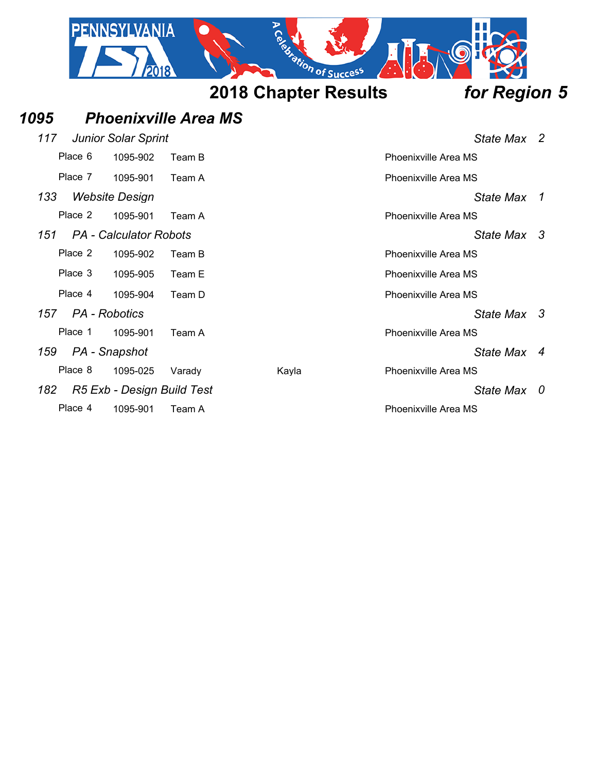# 2018 Chapter Results *for Region 5*

## *1095 Phoenixville Area MS*

### *117 Junior Solar Sprint* — *State Max 2*

| Place | ID | Name | | School |
|---|---|---|---|---|
| Place 6 | 1095-902 | Team B | | Phoenixville Area MS |
| Place 7 | 1095-901 | Team A | | Phoenixville Area MS |

### *133 Website Design* — *State Max 1*

| Place | ID | Name | | School |
|---|---|---|---|---|
| Place 2 | 1095-901 | Team A | | Phoenixville Area MS |

### *151 PA - Calculator Robots* — *State Max 3*

| Place | ID | Name | | School |
|---|---|---|---|---|
| Place 2 | 1095-902 | Team B | | Phoenixville Area MS |
| Place 3 | 1095-905 | Team E | | Phoenixville Area MS |
| Place 4 | 1095-904 | Team D | | Phoenixville Area MS |

### *157 PA - Robotics* — *State Max 3*

| Place | ID | Name | | School |
|---|---|---|---|---|
| Place 1 | 1095-901 | Team A | | Phoenixville Area MS |

### *159 PA - Snapshot* — *State Max 4*

| Place | ID | Name | | School |
|---|---|---|---|---|
| Place 8 | 1095-025 | Varady | Kayla | Phoenixville Area MS |

### *182 R5 Exb - Design Build Test* — *State Max 0*

| Place | ID | Name | | School |
|---|---|---|---|---|
| Place 4 | 1095-901 | Team A | | Phoenixville Area MS |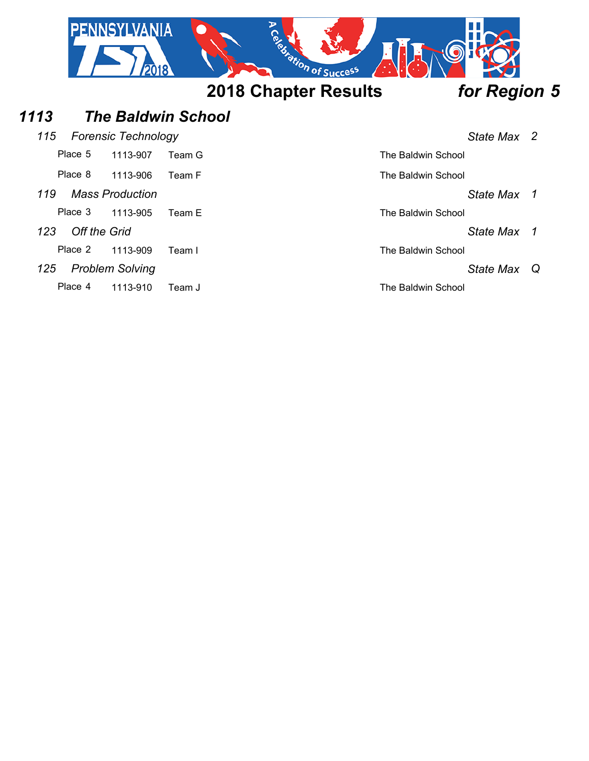## 2018 Chapter Results *for Region 5*

### *1113 The Baldwin School*

*115 Forensic Technology* — *State Max 2*

| Place | ID | Team | School |
|---|---|---|---|
| Place 5 | 1113-907 | Team G | The Baldwin School |
| Place 8 | 1113-906 | Team F | The Baldwin School |

*119 Mass Production* — *State Max 1*

| Place | ID | Team | School |
|---|---|---|---|
| Place 3 | 1113-905 | Team E | The Baldwin School |

*123 Off the Grid* — *State Max 1*

| Place | ID | Team | School |
|---|---|---|---|
| Place 2 | 1113-909 | Team I | The Baldwin School |

*125 Problem Solving* — *State Max Q*

| Place | ID | Team | School |
|---|---|---|---|
| Place 4 | 1113-910 | Team J | The Baldwin School |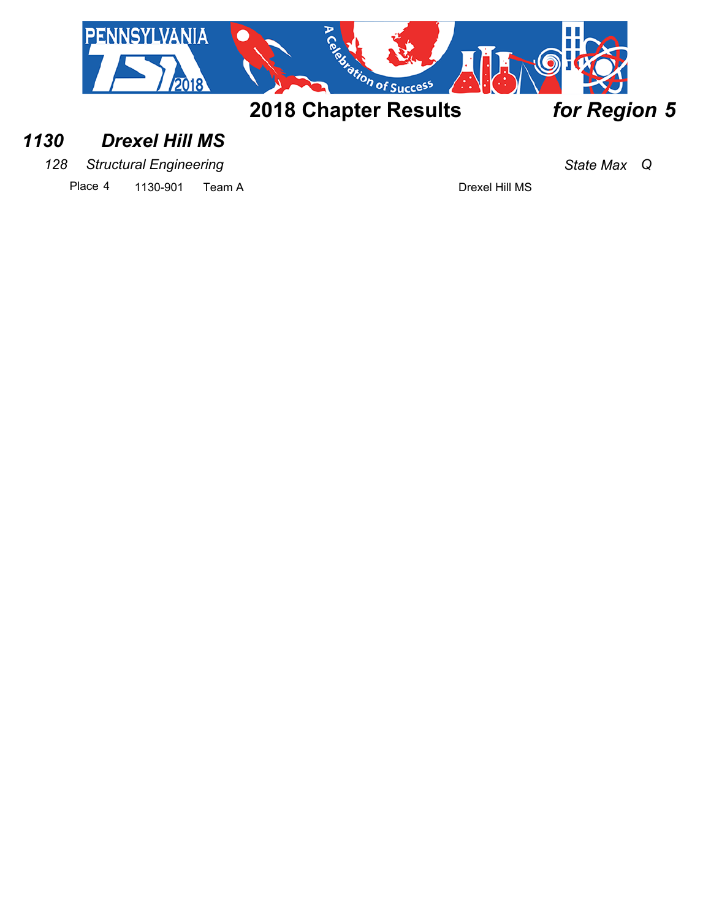## 2018 Chapter Results *for Region 5*

### *1130 Drexel Hill MS*

*128 Structural Engineering* *State Max Q*

Place 4 1130-901 Team A Drexel Hill MS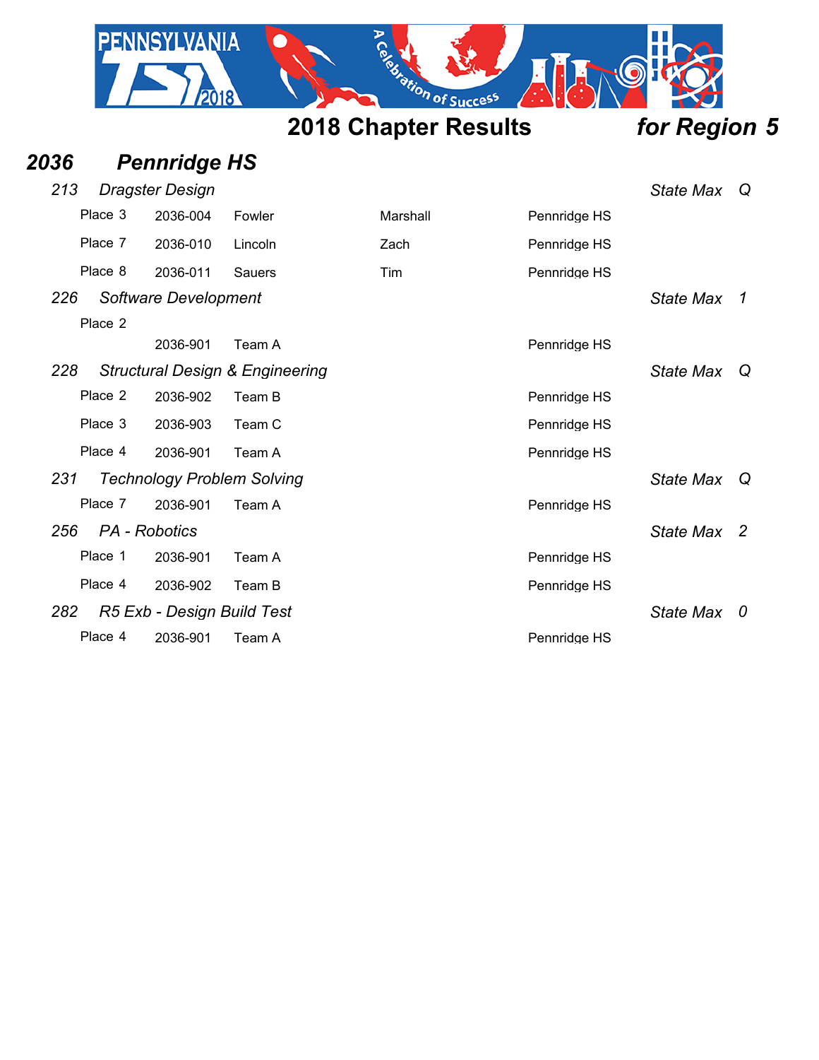# 2018 Chapter Results *for Region 5*

## *2036 Pennridge HS*

### *213 Dragster Design* — *State Max Q*

| Place | ID | Last | First | School |
|---|---|---|---|---|
| Place 3 | 2036-004 | Fowler | Marshall | Pennridge HS |
| Place 7 | 2036-010 | Lincoln | Zach | Pennridge HS |
| Place 8 | 2036-011 | Sauers | Tim | Pennridge HS |

### *226 Software Development* — *State Max 1*

| Place | ID | Team | | School |
|---|---|---|---|---|
| Place 2 | 2036-901 | Team A | | Pennridge HS |

### *228 Structural Design & Engineering* — *State Max Q*

| Place | ID | Team | | School |
|---|---|---|---|---|
| Place 2 | 2036-902 | Team B | | Pennridge HS |
| Place 3 | 2036-903 | Team C | | Pennridge HS |
| Place 4 | 2036-901 | Team A | | Pennridge HS |

### *231 Technology Problem Solving* — *State Max Q*

| Place | ID | Team | | School |
|---|---|---|---|---|
| Place 7 | 2036-901 | Team A | | Pennridge HS |

### *256 PA - Robotics* — *State Max 2*

| Place | ID | Team | | School |
|---|---|---|---|---|
| Place 1 | 2036-901 | Team A | | Pennridge HS |
| Place 4 | 2036-902 | Team B | | Pennridge HS |

### *282 R5 Exb - Design Build Test* — *State Max 0*

| Place | ID | Team | | School |
|---|---|---|---|---|
| Place 4 | 2036-901 | Team A | | Pennridge HS |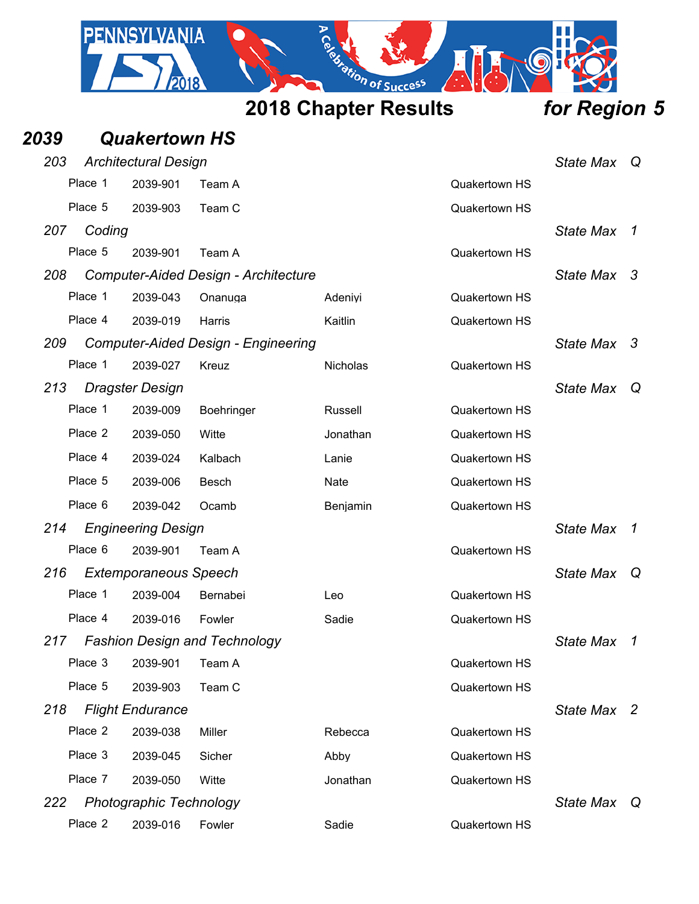## 2018 Chapter Results *for Region 5*

### *2039 Quakertown HS*

*203 Architectural Design* — *State Max Q*

| Place | ID | Name | First | School |
|---|---|---|---|---|
| Place 1 | 2039-901 | Team A | | Quakertown HS |
| Place 5 | 2039-903 | Team C | | Quakertown HS |

*207 Coding* — *State Max 1*

| Place | ID | Name | First | School |
|---|---|---|---|---|
| Place 5 | 2039-901 | Team A | | Quakertown HS |

*208 Computer-Aided Design - Architecture* — *State Max 3*

| Place | ID | Name | First | School |
|---|---|---|---|---|
| Place 1 | 2039-043 | Onanuga | Adeniyi | Quakertown HS |
| Place 4 | 2039-019 | Harris | Kaitlin | Quakertown HS |

*209 Computer-Aided Design - Engineering* — *State Max 3*

| Place | ID | Name | First | School |
|---|---|---|---|---|
| Place 1 | 2039-027 | Kreuz | Nicholas | Quakertown HS |

*213 Dragster Design* — *State Max Q*

| Place | ID | Name | First | School |
|---|---|---|---|---|
| Place 1 | 2039-009 | Boehringer | Russell | Quakertown HS |
| Place 2 | 2039-050 | Witte | Jonathan | Quakertown HS |
| Place 4 | 2039-024 | Kalbach | Lanie | Quakertown HS |
| Place 5 | 2039-006 | Besch | Nate | Quakertown HS |
| Place 6 | 2039-042 | Ocamb | Benjamin | Quakertown HS |

*214 Engineering Design* — *State Max 1*

| Place | ID | Name | First | School |
|---|---|---|---|---|
| Place 6 | 2039-901 | Team A | | Quakertown HS |

*216 Extemporaneous Speech* — *State Max Q*

| Place | ID | Name | First | School |
|---|---|---|---|---|
| Place 1 | 2039-004 | Bernabei | Leo | Quakertown HS |
| Place 4 | 2039-016 | Fowler | Sadie | Quakertown HS |

*217 Fashion Design and Technology* — *State Max 1*

| Place | ID | Name | First | School |
|---|---|---|---|---|
| Place 3 | 2039-901 | Team A | | Quakertown HS |
| Place 5 | 2039-903 | Team C | | Quakertown HS |

*218 Flight Endurance* — *State Max 2*

| Place | ID | Name | First | School |
|---|---|---|---|---|
| Place 2 | 2039-038 | Miller | Rebecca | Quakertown HS |
| Place 3 | 2039-045 | Sicher | Abby | Quakertown HS |
| Place 7 | 2039-050 | Witte | Jonathan | Quakertown HS |

*222 Photographic Technology* — *State Max Q*

| Place | ID | Name | First | School |
|---|---|---|---|---|
| Place 2 | 2039-016 | Fowler | Sadie | Quakertown HS |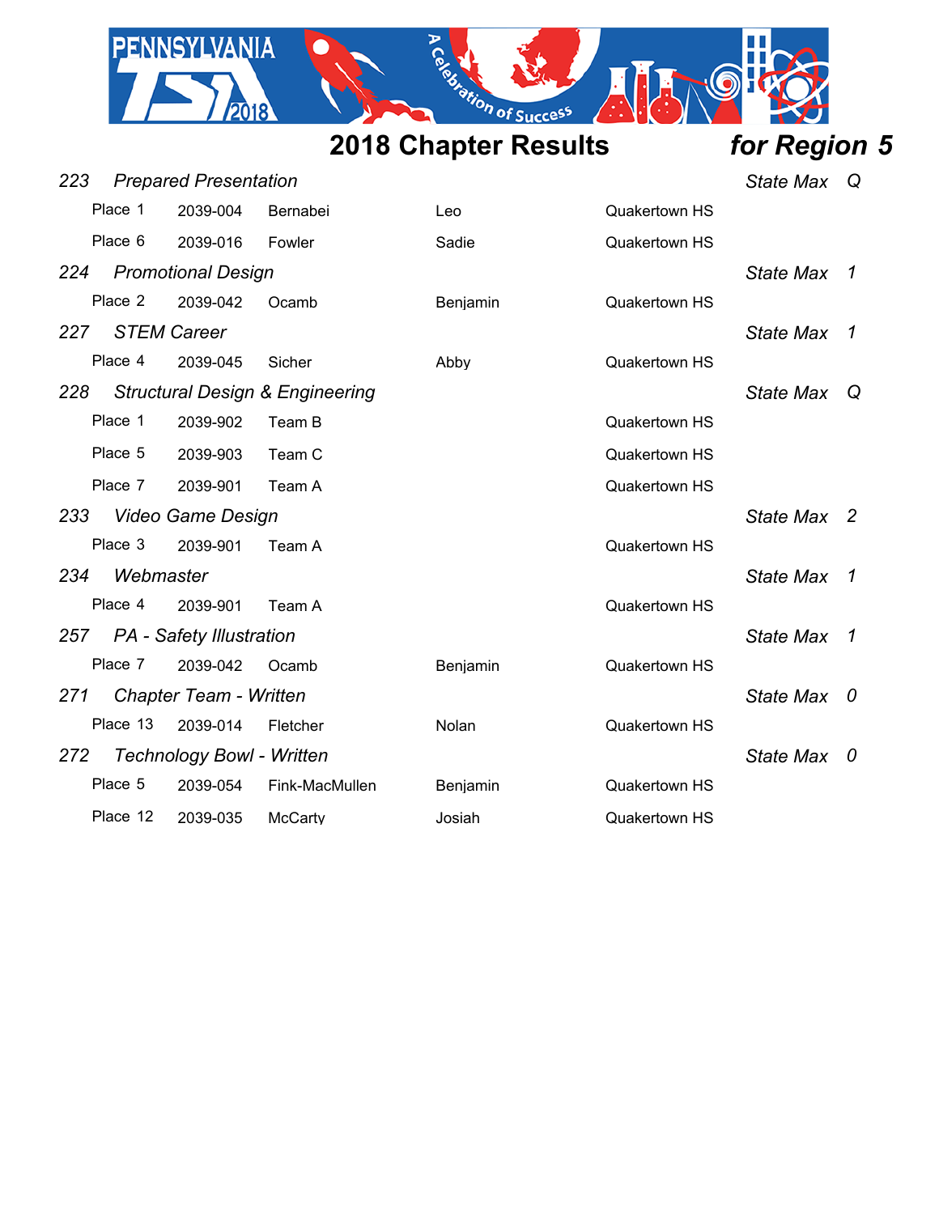# 2018 Chapter Results *for Region 5*

| Event | Place | ID | Last Name | First Name | School | State Max |
|---|---|---|---|---|---|---|
| *223 Prepared Presentation* | | | | | | *Q* |
| | Place 1 | 2039-004 | Bernabei | Leo | Quakertown HS | |
| | Place 6 | 2039-016 | Fowler | Sadie | Quakertown HS | |
| *224 Promotional Design* | | | | | | *1* |
| | Place 2 | 2039-042 | Ocamb | Benjamin | Quakertown HS | |
| *227 STEM Career* | | | | | | *1* |
| | Place 4 | 2039-045 | Sicher | Abby | Quakertown HS | |
| *228 Structural Design & Engineering* | | | | | | *Q* |
| | Place 1 | 2039-902 | Team B | | Quakertown HS | |
| | Place 5 | 2039-903 | Team C | | Quakertown HS | |
| | Place 7 | 2039-901 | Team A | | Quakertown HS | |
| *233 Video Game Design* | | | | | | *2* |
| | Place 3 | 2039-901 | Team A | | Quakertown HS | |
| *234 Webmaster* | | | | | | *1* |
| | Place 4 | 2039-901 | Team A | | Quakertown HS | |
| *257 PA - Safety Illustration* | | | | | | *1* |
| | Place 7 | 2039-042 | Ocamb | Benjamin | Quakertown HS | |
| *271 Chapter Team - Written* | | | | | | *0* |
| | Place 13 | 2039-014 | Fletcher | Nolan | Quakertown HS | |
| *272 Technology Bowl - Written* | | | | | | *0* |
| | Place 5 | 2039-054 | Fink-MacMullen | Benjamin | Quakertown HS | |
| | Place 12 | 2039-035 | McCarty | Josiah | Quakertown HS | |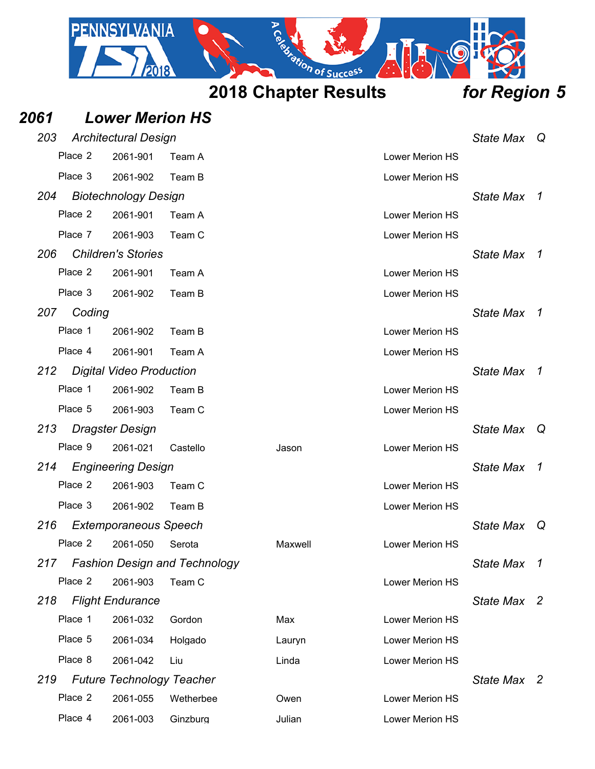## 2018 Chapter Results *for Region 5*

### *2061 Lower Merion HS*

*203 Architectural Design* — *State Max Q*

| Place | ID | Name | | School |
|---|---|---|---|---|
| Place 2 | 2061-901 | Team A | | Lower Merion HS |
| Place 3 | 2061-902 | Team B | | Lower Merion HS |

*204 Biotechnology Design* — *State Max 1*

| Place | ID | Name | | School |
|---|---|---|---|---|
| Place 2 | 2061-901 | Team A | | Lower Merion HS |
| Place 7 | 2061-903 | Team C | | Lower Merion HS |

*206 Children's Stories* — *State Max 1*

| Place | ID | Name | | School |
|---|---|---|---|---|
| Place 2 | 2061-901 | Team A | | Lower Merion HS |
| Place 3 | 2061-902 | Team B | | Lower Merion HS |

*207 Coding* — *State Max 1*

| Place | ID | Name | | School |
|---|---|---|---|---|
| Place 1 | 2061-902 | Team B | | Lower Merion HS |
| Place 4 | 2061-901 | Team A | | Lower Merion HS |

*212 Digital Video Production* — *State Max 1*

| Place | ID | Name | | School |
|---|---|---|---|---|
| Place 1 | 2061-902 | Team B | | Lower Merion HS |
| Place 5 | 2061-903 | Team C | | Lower Merion HS |

*213 Dragster Design* — *State Max Q*

| Place | ID | Name | | School |
|---|---|---|---|---|
| Place 9 | 2061-021 | Castello | Jason | Lower Merion HS |

*214 Engineering Design* — *State Max 1*

| Place | ID | Name | | School |
|---|---|---|---|---|
| Place 2 | 2061-903 | Team C | | Lower Merion HS |
| Place 3 | 2061-902 | Team B | | Lower Merion HS |

*216 Extemporaneous Speech* — *State Max Q*

| Place | ID | Name | | School |
|---|---|---|---|---|
| Place 2 | 2061-050 | Serota | Maxwell | Lower Merion HS |

*217 Fashion Design and Technology* — *State Max 1*

| Place | ID | Name | | School |
|---|---|---|---|---|
| Place 2 | 2061-903 | Team C | | Lower Merion HS |

*218 Flight Endurance* — *State Max 2*

| Place | ID | Name | | School |
|---|---|---|---|---|
| Place 1 | 2061-032 | Gordon | Max | Lower Merion HS |
| Place 5 | 2061-034 | Holgado | Lauryn | Lower Merion HS |
| Place 8 | 2061-042 | Liu | Linda | Lower Merion HS |

*219 Future Technology Teacher* — *State Max 2*

| Place | ID | Name | | School |
|---|---|---|---|---|
| Place 2 | 2061-055 | Wetherbee | Owen | Lower Merion HS |
| Place 4 | 2061-003 | Ginzburg | Julian | Lower Merion HS |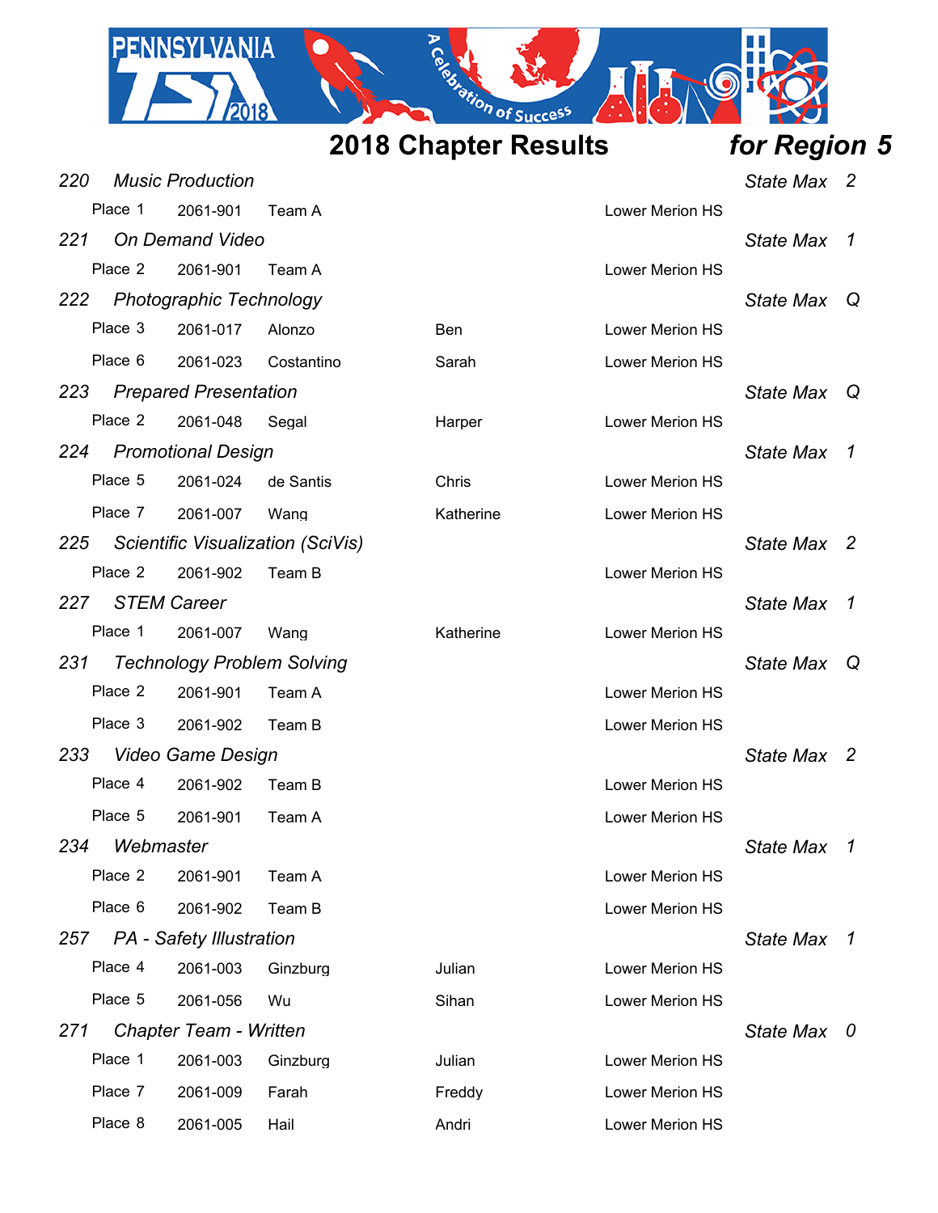# 2018 Chapter Results *for Region 5*

### *220 Music Production* — *State Max 2*

| Place | ID | Name | First | School |
|---|---|---|---|---|
| Place 1 | 2061-901 | Team A | | Lower Merion HS |

### *221 On Demand Video* — *State Max 1*

| Place | ID | Name | First | School |
|---|---|---|---|---|
| Place 2 | 2061-901 | Team A | | Lower Merion HS |

### *222 Photographic Technology* — *State Max Q*

| Place | ID | Name | First | School |
|---|---|---|---|---|
| Place 3 | 2061-017 | Alonzo | Ben | Lower Merion HS |
| Place 6 | 2061-023 | Costantino | Sarah | Lower Merion HS |

### *223 Prepared Presentation* — *State Max Q*

| Place | ID | Name | First | School |
|---|---|---|---|---|
| Place 2 | 2061-048 | Segal | Harper | Lower Merion HS |

### *224 Promotional Design* — *State Max 1*

| Place | ID | Name | First | School |
|---|---|---|---|---|
| Place 5 | 2061-024 | de Santis | Chris | Lower Merion HS |
| Place 7 | 2061-007 | Wang | Katherine | Lower Merion HS |

### *225 Scientific Visualization (SciVis)* — *State Max 2*

| Place | ID | Name | First | School |
|---|---|---|---|---|
| Place 2 | 2061-902 | Team B | | Lower Merion HS |

### *227 STEM Career* — *State Max 1*

| Place | ID | Name | First | School |
|---|---|---|---|---|
| Place 1 | 2061-007 | Wang | Katherine | Lower Merion HS |

### *231 Technology Problem Solving* — *State Max Q*

| Place | ID | Name | First | School |
|---|---|---|---|---|
| Place 2 | 2061-901 | Team A | | Lower Merion HS |
| Place 3 | 2061-902 | Team B | | Lower Merion HS |

### *233 Video Game Design* — *State Max 2*

| Place | ID | Name | First | School |
|---|---|---|---|---|
| Place 4 | 2061-902 | Team B | | Lower Merion HS |
| Place 5 | 2061-901 | Team A | | Lower Merion HS |

### *234 Webmaster* — *State Max 1*

| Place | ID | Name | First | School |
|---|---|---|---|---|
| Place 2 | 2061-901 | Team A | | Lower Merion HS |
| Place 6 | 2061-902 | Team B | | Lower Merion HS |

### *257 PA - Safety Illustration* — *State Max 1*

| Place | ID | Name | First | School |
|---|---|---|---|---|
| Place 4 | 2061-003 | Ginzburg | Julian | Lower Merion HS |
| Place 5 | 2061-056 | Wu | Sihan | Lower Merion HS |

### *271 Chapter Team - Written* — *State Max 0*

| Place | ID | Name | First | School |
|---|---|---|---|---|
| Place 1 | 2061-003 | Ginzburg | Julian | Lower Merion HS |
| Place 7 | 2061-009 | Farah | Freddy | Lower Merion HS |
| Place 8 | 2061-005 | Hail | Andri | Lower Merion HS |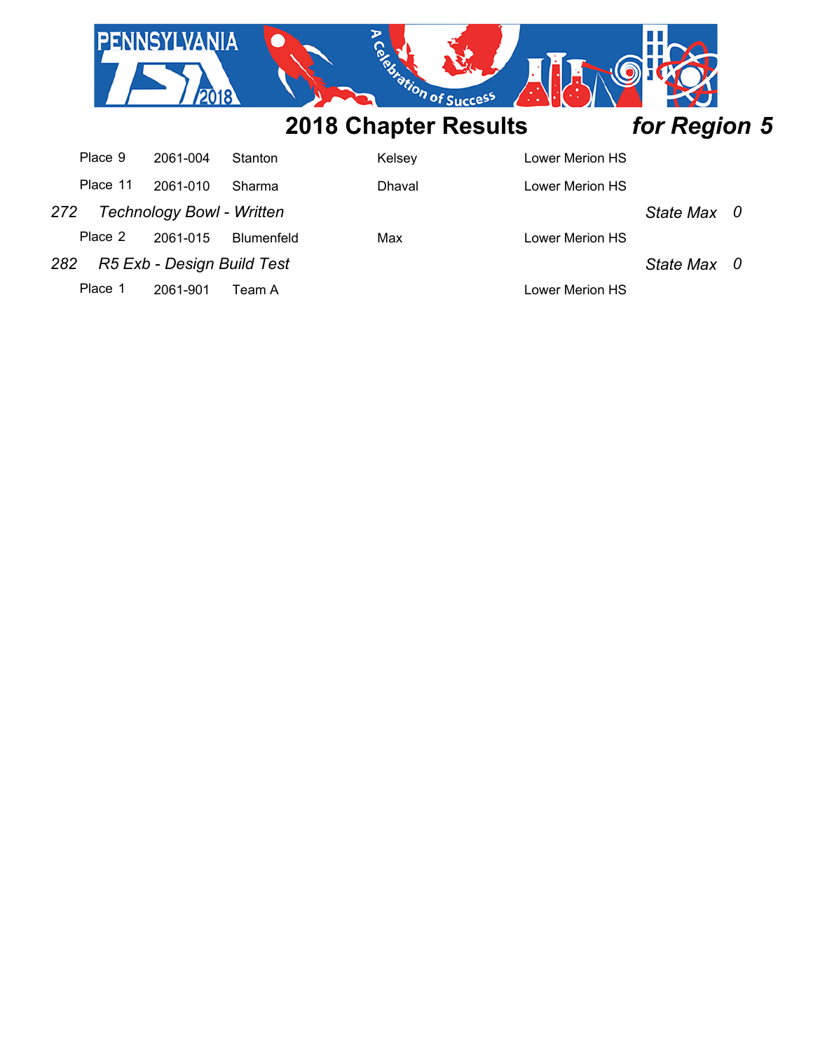## 2018 Chapter Results *for Region 5*

| Place | ID | Last Name | First Name | School |
|---|---|---|---|---|
| Place 9 | 2061-004 | Stanton | Kelsey | Lower Merion HS |
| Place 11 | 2061-010 | Sharma | Dhaval | Lower Merion HS |

*272 Technology Bowl - Written* *State Max 0*

| Place | ID | Last Name | First Name | School |
|---|---|---|---|---|
| Place 2 | 2061-015 | Blumenfeld | Max | Lower Merion HS |

*282 R5 Exb - Design Build Test* *State Max 0*

| Place | ID | Last Name | First Name | School |
|---|---|---|---|---|
| Place 1 | 2061-901 | Team A | | Lower Merion HS |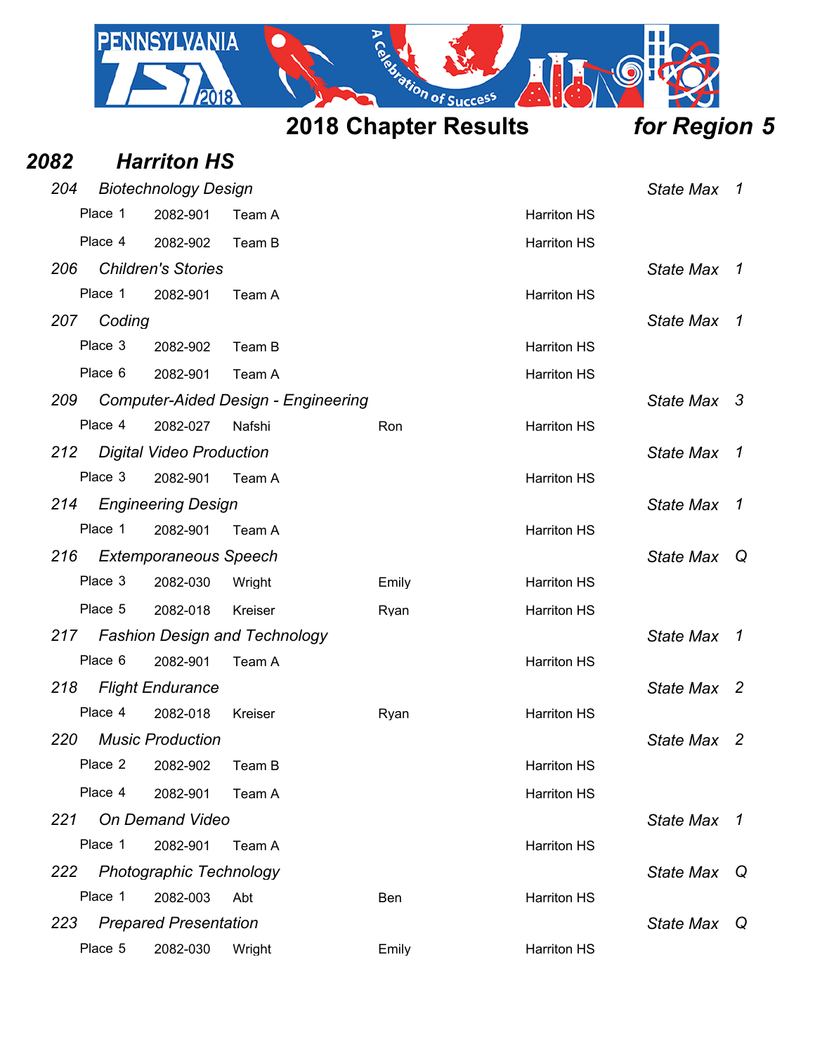# 2018 Chapter Results *for Region 5*

## *2082 Harriton HS*

*204 Biotechnology Design* — *State Max 1*

| Place | ID | Name | First | School |
|---|---|---|---|---|
| Place 1 | 2082-901 | Team A | | Harriton HS |
| Place 4 | 2082-902 | Team B | | Harriton HS |

*206 Children's Stories* — *State Max 1*

| Place | ID | Name | First | School |
|---|---|---|---|---|
| Place 1 | 2082-901 | Team A | | Harriton HS |

*207 Coding* — *State Max 1*

| Place | ID | Name | First | School |
|---|---|---|---|---|
| Place 3 | 2082-902 | Team B | | Harriton HS |
| Place 6 | 2082-901 | Team A | | Harriton HS |

*209 Computer-Aided Design - Engineering* — *State Max 3*

| Place | ID | Name | First | School |
|---|---|---|---|---|
| Place 4 | 2082-027 | Nafshi | Ron | Harriton HS |

*212 Digital Video Production* — *State Max 1*

| Place | ID | Name | First | School |
|---|---|---|---|---|
| Place 3 | 2082-901 | Team A | | Harriton HS |

*214 Engineering Design* — *State Max 1*

| Place | ID | Name | First | School |
|---|---|---|---|---|
| Place 1 | 2082-901 | Team A | | Harriton HS |

*216 Extemporaneous Speech* — *State Max Q*

| Place | ID | Name | First | School |
|---|---|---|---|---|
| Place 3 | 2082-030 | Wright | Emily | Harriton HS |
| Place 5 | 2082-018 | Kreiser | Ryan | Harriton HS |

*217 Fashion Design and Technology* — *State Max 1*

| Place | ID | Name | First | School |
|---|---|---|---|---|
| Place 6 | 2082-901 | Team A | | Harriton HS |

*218 Flight Endurance* — *State Max 2*

| Place | ID | Name | First | School |
|---|---|---|---|---|
| Place 4 | 2082-018 | Kreiser | Ryan | Harriton HS |

*220 Music Production* — *State Max 2*

| Place | ID | Name | First | School |
|---|---|---|---|---|
| Place 2 | 2082-902 | Team B | | Harriton HS |
| Place 4 | 2082-901 | Team A | | Harriton HS |

*221 On Demand Video* — *State Max 1*

| Place | ID | Name | First | School |
|---|---|---|---|---|
| Place 1 | 2082-901 | Team A | | Harriton HS |

*222 Photographic Technology* — *State Max Q*

| Place | ID | Name | First | School |
|---|---|---|---|---|
| Place 1 | 2082-003 | Abt | Ben | Harriton HS |

*223 Prepared Presentation* — *State Max Q*

| Place | ID | Name | First | School |
|---|---|---|---|---|
| Place 5 | 2082-030 | Wright | Emily | Harriton HS |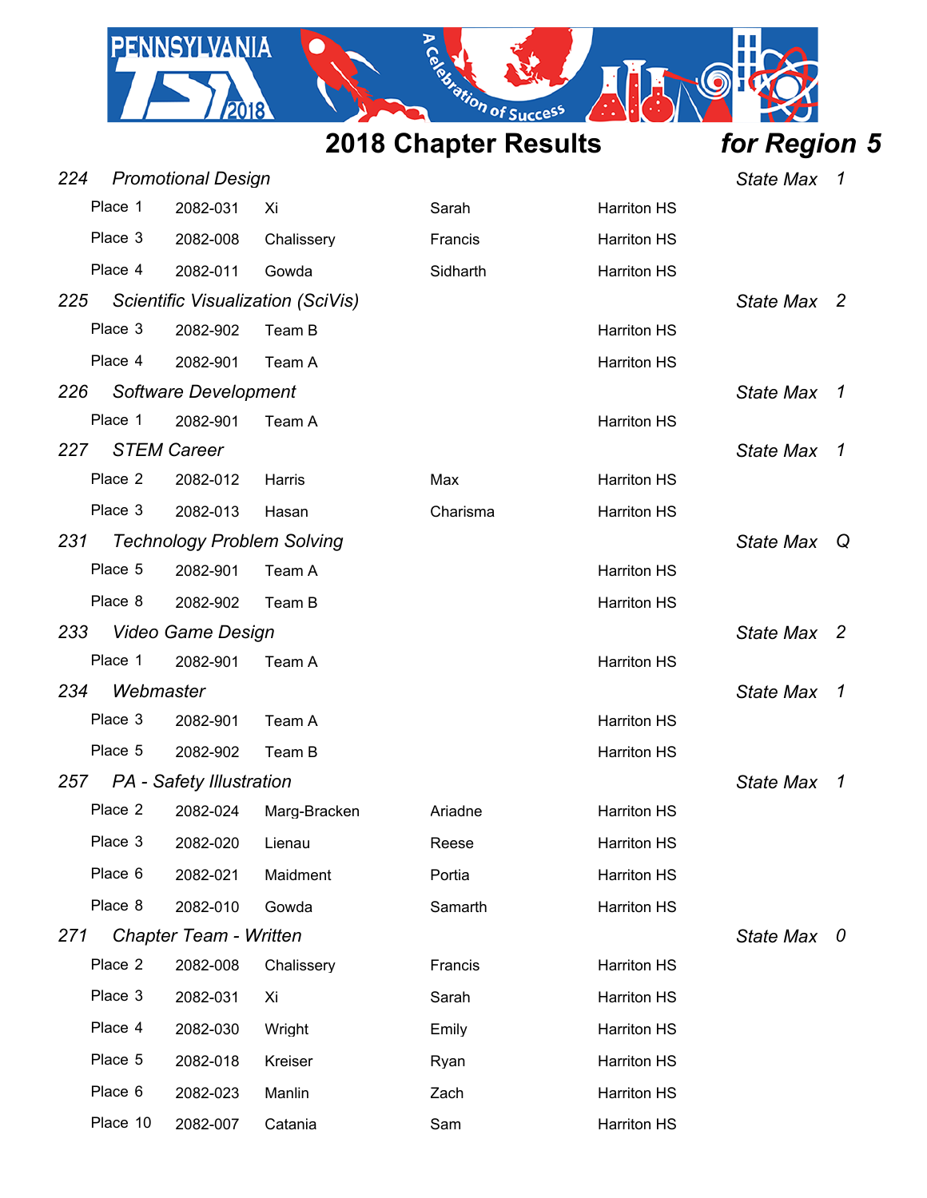# 2018 Chapter Results *for Region 5*

### 224 Promotional Design — *State Max 1*

| Place | ID | Last Name | First Name | School |
|---|---|---|---|---|
| Place 1 | 2082-031 | Xi | Sarah | Harriton HS |
| Place 3 | 2082-008 | Chalissery | Francis | Harriton HS |
| Place 4 | 2082-011 | Gowda | Sidharth | Harriton HS |

### 225 Scientific Visualization (SciVis) — *State Max 2*

| Place | ID | Team | | School |
|---|---|---|---|---|
| Place 3 | 2082-902 | Team B | | Harriton HS |
| Place 4 | 2082-901 | Team A | | Harriton HS |

### 226 Software Development — *State Max 1*

| Place | ID | Team | | School |
|---|---|---|---|---|
| Place 1 | 2082-901 | Team A | | Harriton HS |

### 227 STEM Career — *State Max 1*

| Place | ID | Last Name | First Name | School |
|---|---|---|---|---|
| Place 2 | 2082-012 | Harris | Max | Harriton HS |
| Place 3 | 2082-013 | Hasan | Charisma | Harriton HS |

### 231 Technology Problem Solving — *State Max Q*

| Place | ID | Team | | School |
|---|---|---|---|---|
| Place 5 | 2082-901 | Team A | | Harriton HS |
| Place 8 | 2082-902 | Team B | | Harriton HS |

### 233 Video Game Design — *State Max 2*

| Place | ID | Team | | School |
|---|---|---|---|---|
| Place 1 | 2082-901 | Team A | | Harriton HS |

### 234 Webmaster — *State Max 1*

| Place | ID | Team | | School |
|---|---|---|---|---|
| Place 3 | 2082-901 | Team A | | Harriton HS |
| Place 5 | 2082-902 | Team B | | Harriton HS |

### 257 PA - Safety Illustration — *State Max 1*

| Place | ID | Last Name | First Name | School |
|---|---|---|---|---|
| Place 2 | 2082-024 | Marg-Bracken | Ariadne | Harriton HS |
| Place 3 | 2082-020 | Lienau | Reese | Harriton HS |
| Place 6 | 2082-021 | Maidment | Portia | Harriton HS |
| Place 8 | 2082-010 | Gowda | Samarth | Harriton HS |

### 271 Chapter Team - Written — *State Max 0*

| Place | ID | Last Name | First Name | School |
|---|---|---|---|---|
| Place 2 | 2082-008 | Chalissery | Francis | Harriton HS |
| Place 3 | 2082-031 | Xi | Sarah | Harriton HS |
| Place 4 | 2082-030 | Wright | Emily | Harriton HS |
| Place 5 | 2082-018 | Kreiser | Ryan | Harriton HS |
| Place 6 | 2082-023 | Manlin | Zach | Harriton HS |
| Place 10 | 2082-007 | Catania | Sam | Harriton HS |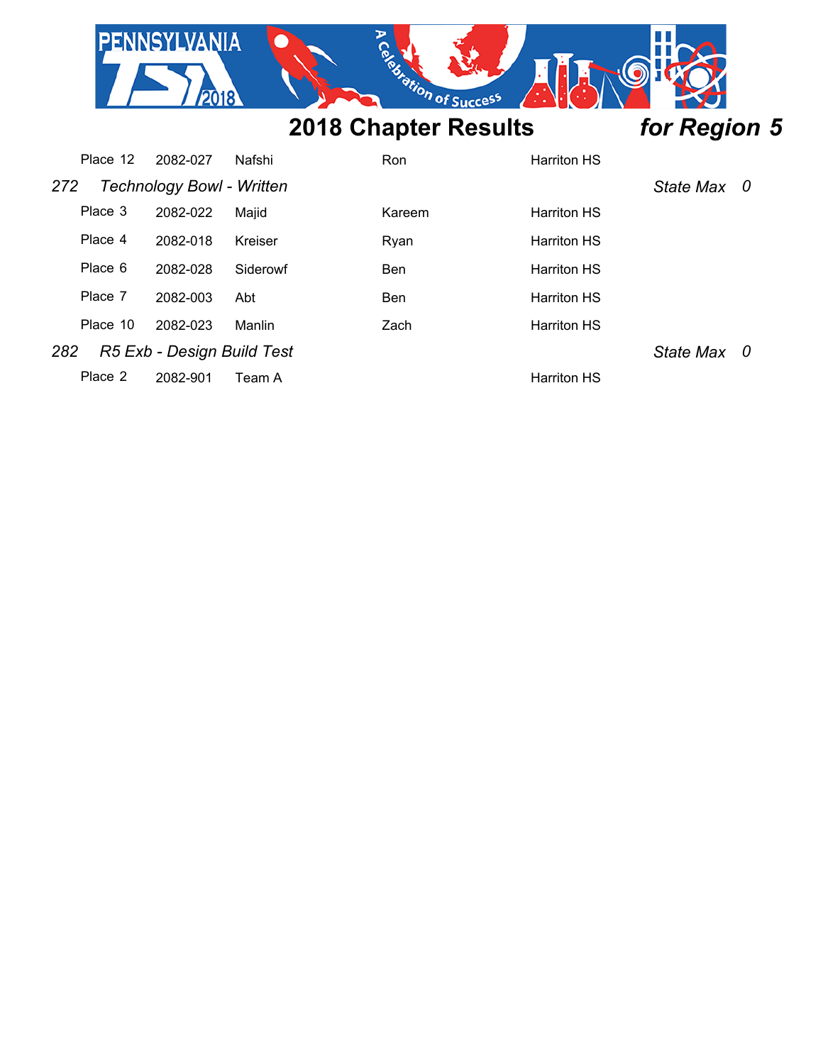## 2018 Chapter Results *for Region 5*

| Place | ID | Last Name | First Name | School |
|---|---|---|---|---|
| Place 12 | 2082-027 | Nafshi | Ron | Harriton HS |

### *272 Technology Bowl - Written* — *State Max 0*

| Place | ID | Last Name | First Name | School |
|---|---|---|---|---|
| Place 3 | 2082-022 | Majid | Kareem | Harriton HS |
| Place 4 | 2082-018 | Kreiser | Ryan | Harriton HS |
| Place 6 | 2082-028 | Siderowf | Ben | Harriton HS |
| Place 7 | 2082-003 | Abt | Ben | Harriton HS |
| Place 10 | 2082-023 | Manlin | Zach | Harriton HS |

### *282 R5 Exb - Design Build Test* — *State Max 0*

| Place | ID | Team | | School |
|---|---|---|---|---|
| Place 2 | 2082-901 | Team A | | Harriton HS |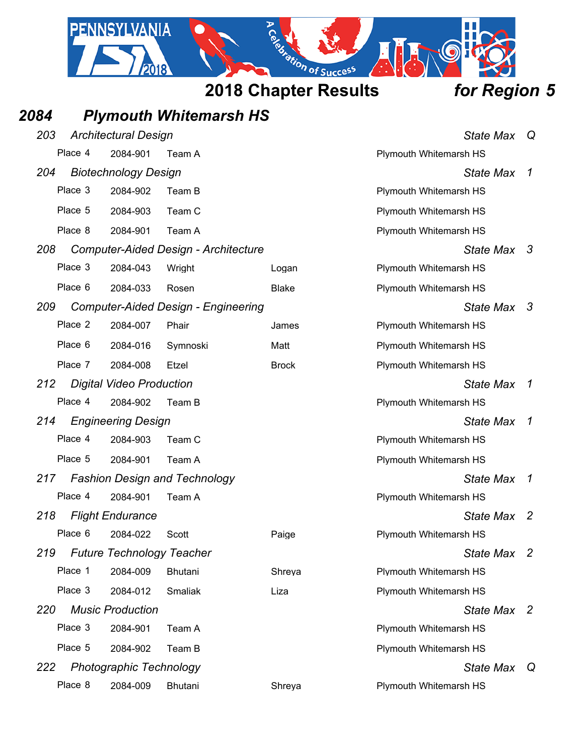# 2018 Chapter Results for Region 5

## 2084 Plymouth Whitemarsh HS

### 203 Architectural Design — State Max Q

| Place | ID | Name | | School |
|---|---|---|---|---|
| Place 4 | 2084-901 | Team A | | Plymouth Whitemarsh HS |

### 204 Biotechnology Design — State Max 1

| Place | ID | Name | | School |
|---|---|---|---|---|
| Place 3 | 2084-902 | Team B | | Plymouth Whitemarsh HS |
| Place 5 | 2084-903 | Team C | | Plymouth Whitemarsh HS |
| Place 8 | 2084-901 | Team A | | Plymouth Whitemarsh HS |

### 208 Computer-Aided Design - Architecture — State Max 3

| Place | ID | Last Name | First Name | School |
|---|---|---|---|---|
| Place 3 | 2084-043 | Wright | Logan | Plymouth Whitemarsh HS |
| Place 6 | 2084-033 | Rosen | Blake | Plymouth Whitemarsh HS |

### 209 Computer-Aided Design - Engineering — State Max 3

| Place | ID | Last Name | First Name | School |
|---|---|---|---|---|
| Place 2 | 2084-007 | Phair | James | Plymouth Whitemarsh HS |
| Place 6 | 2084-016 | Symnoski | Matt | Plymouth Whitemarsh HS |
| Place 7 | 2084-008 | Etzel | Brock | Plymouth Whitemarsh HS |

### 212 Digital Video Production — State Max 1

| Place | ID | Name | | School |
|---|---|---|---|---|
| Place 4 | 2084-902 | Team B | | Plymouth Whitemarsh HS |

### 214 Engineering Design — State Max 1

| Place | ID | Name | | School |
|---|---|---|---|---|
| Place 4 | 2084-903 | Team C | | Plymouth Whitemarsh HS |
| Place 5 | 2084-901 | Team A | | Plymouth Whitemarsh HS |

### 217 Fashion Design and Technology — State Max 1

| Place | ID | Name | | School |
|---|---|---|---|---|
| Place 4 | 2084-901 | Team A | | Plymouth Whitemarsh HS |

### 218 Flight Endurance — State Max 2

| Place | ID | Last Name | First Name | School |
|---|---|---|---|---|
| Place 6 | 2084-022 | Scott | Paige | Plymouth Whitemarsh HS |

### 219 Future Technology Teacher — State Max 2

| Place | ID | Last Name | First Name | School |
|---|---|---|---|---|
| Place 1 | 2084-009 | Bhutani | Shreya | Plymouth Whitemarsh HS |
| Place 3 | 2084-012 | Smaliak | Liza | Plymouth Whitemarsh HS |

### 220 Music Production — State Max 2

| Place | ID | Name | | School |
|---|---|---|---|---|
| Place 3 | 2084-901 | Team A | | Plymouth Whitemarsh HS |
| Place 5 | 2084-902 | Team B | | Plymouth Whitemarsh HS |

### 222 Photographic Technology — State Max Q

| Place | ID | Last Name | First Name | School |
|---|---|---|---|---|
| Place 8 | 2084-009 | Bhutani | Shreya | Plymouth Whitemarsh HS |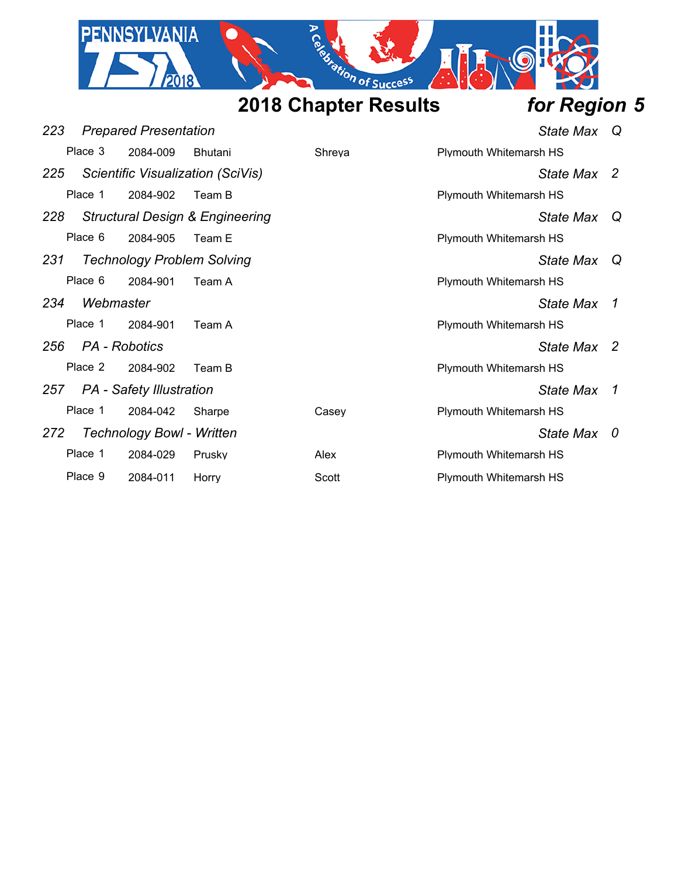## 2018 Chapter Results *for Region 5*

| Event | Place | ID | Name | First Name | School | State Max |
|---|---|---|---|---|---|---|
| *223 Prepared Presentation* | | | | | | *Q* |
| | Place 3 | 2084-009 | Bhutani | Shreya | Plymouth Whitemarsh HS | |
| *225 Scientific Visualization (SciVis)* | | | | | | *2* |
| | Place 1 | 2084-902 | Team B | | Plymouth Whitemarsh HS | |
| *228 Structural Design & Engineering* | | | | | | *Q* |
| | Place 6 | 2084-905 | Team E | | Plymouth Whitemarsh HS | |
| *231 Technology Problem Solving* | | | | | | *Q* |
| | Place 6 | 2084-901 | Team A | | Plymouth Whitemarsh HS | |
| *234 Webmaster* | | | | | | *1* |
| | Place 1 | 2084-901 | Team A | | Plymouth Whitemarsh HS | |
| *256 PA - Robotics* | | | | | | *2* |
| | Place 2 | 2084-902 | Team B | | Plymouth Whitemarsh HS | |
| *257 PA - Safety Illustration* | | | | | | *1* |
| | Place 1 | 2084-042 | Sharpe | Casey | Plymouth Whitemarsh HS | |
| *272 Technology Bowl - Written* | | | | | | *0* |
| | Place 1 | 2084-029 | Prusky | Alex | Plymouth Whitemarsh HS | |
| | Place 9 | 2084-011 | Horry | Scott | Plymouth Whitemarsh HS | |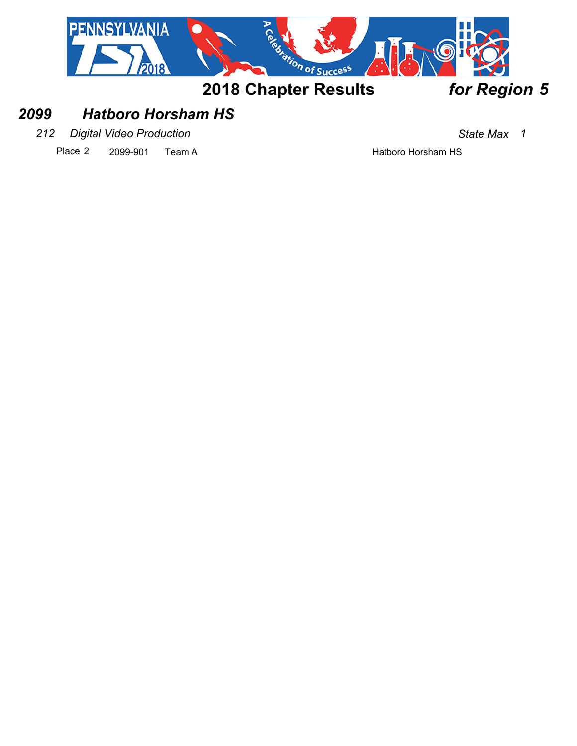# 2018 Chapter Results *for Region 5*

## *2099 Hatboro Horsham HS*

*212 Digital Video Production* *State Max 1*

| Place | ID | Team | School |
| --- | --- | --- | --- |
| Place 2 | 2099-901 | Team A | Hatboro Horsham HS |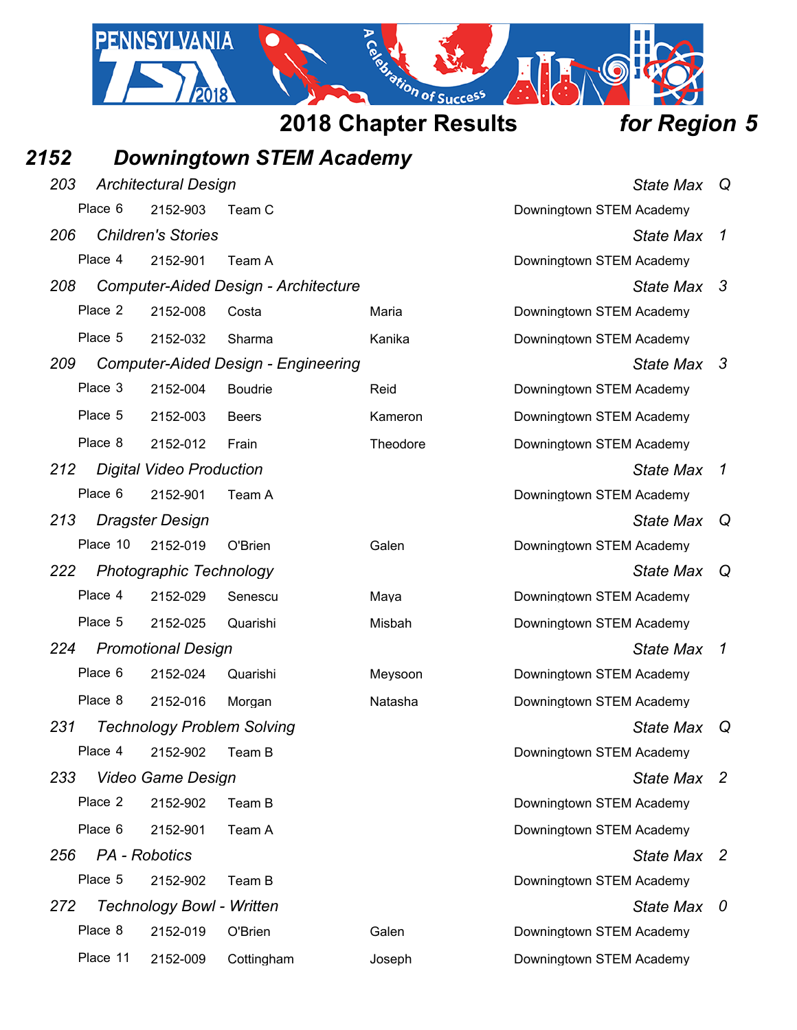# 2018 Chapter Results *for Region 5*

## *2152 Downingtown STEM Academy*

| Event | | | | | State Max |
|---|---|---|---|---|---|
| ***203 Architectural Design*** | | | | | *Q* |
| Place 6 | 2152-903 | Team C | | Downingtown STEM Academy | |
| ***206 Children's Stories*** | | | | | *1* |
| Place 4 | 2152-901 | Team A | | Downingtown STEM Academy | |
| ***208 Computer-Aided Design - Architecture*** | | | | | *3* |
| Place 2 | 2152-008 | Costa | Maria | Downingtown STEM Academy | |
| Place 5 | 2152-032 | Sharma | Kanika | Downingtown STEM Academy | |
| ***209 Computer-Aided Design - Engineering*** | | | | | *3* |
| Place 3 | 2152-004 | Boudrie | Reid | Downingtown STEM Academy | |
| Place 5 | 2152-003 | Beers | Kameron | Downingtown STEM Academy | |
| Place 8 | 2152-012 | Frain | Theodore | Downingtown STEM Academy | |
| ***212 Digital Video Production*** | | | | | *1* |
| Place 6 | 2152-901 | Team A | | Downingtown STEM Academy | |
| ***213 Dragster Design*** | | | | | *Q* |
| Place 10 | 2152-019 | O'Brien | Galen | Downingtown STEM Academy | |
| ***222 Photographic Technology*** | | | | | *Q* |
| Place 4 | 2152-029 | Senescu | Maya | Downingtown STEM Academy | |
| Place 5 | 2152-025 | Quarishi | Misbah | Downingtown STEM Academy | |
| ***224 Promotional Design*** | | | | | *1* |
| Place 6 | 2152-024 | Quarishi | Meysoon | Downingtown STEM Academy | |
| Place 8 | 2152-016 | Morgan | Natasha | Downingtown STEM Academy | |
| ***231 Technology Problem Solving*** | | | | | *Q* |
| Place 4 | 2152-902 | Team B | | Downingtown STEM Academy | |
| ***233 Video Game Design*** | | | | | *2* |
| Place 2 | 2152-902 | Team B | | Downingtown STEM Academy | |
| Place 6 | 2152-901 | Team A | | Downingtown STEM Academy | |
| ***256 PA - Robotics*** | | | | | *2* |
| Place 5 | 2152-902 | Team B | | Downingtown STEM Academy | |
| ***272 Technology Bowl - Written*** | | | | | *0* |
| Place 8 | 2152-019 | O'Brien | Galen | Downingtown STEM Academy | |
| Place 11 | 2152-009 | Cottingham | Joseph | Downingtown STEM Academy | |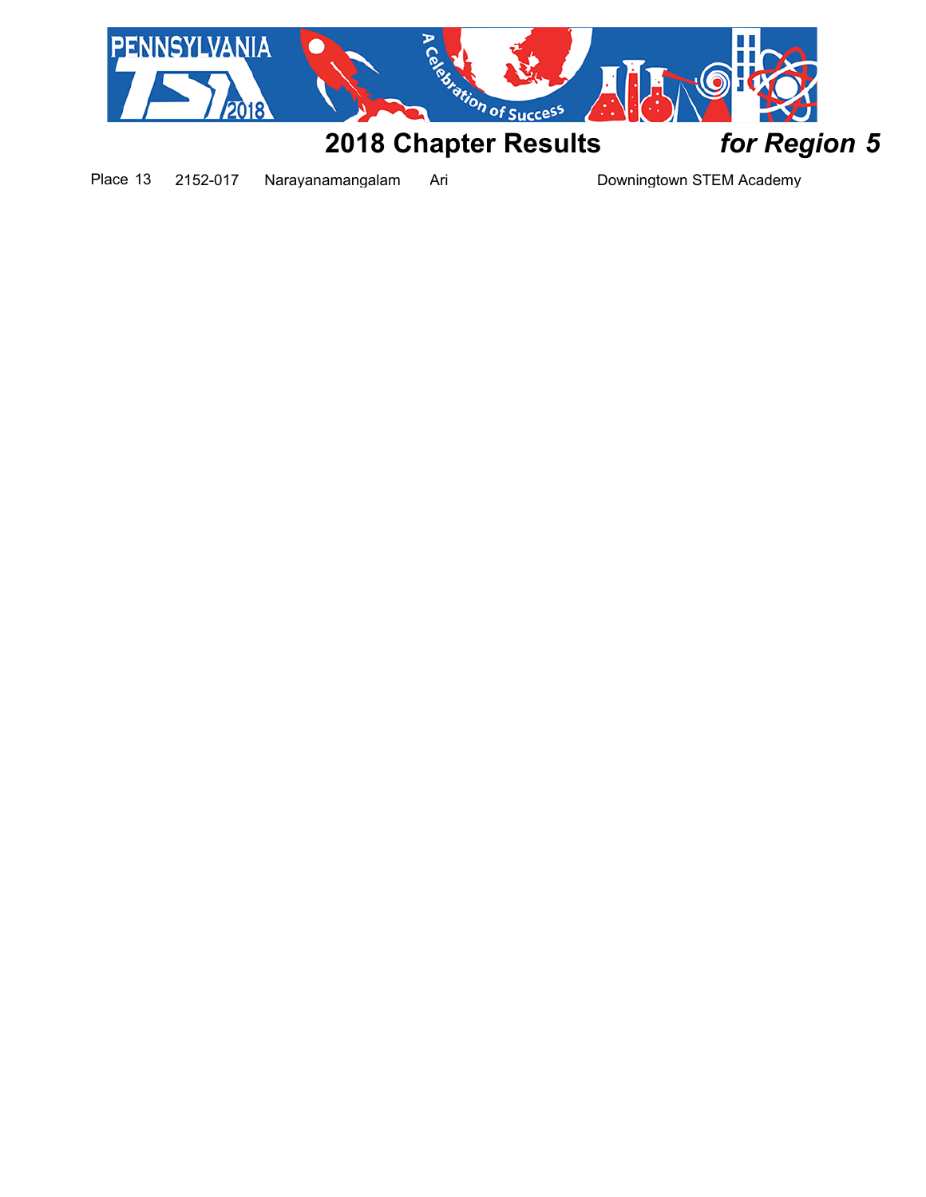# 2018 Chapter Results *for Region 5*

| Place | ID | Last Name | First Name | School |
|---|---|---|---|---|
| 13 | 2152-017 | Narayanamangalam | Ari | Downingtown STEM Academy |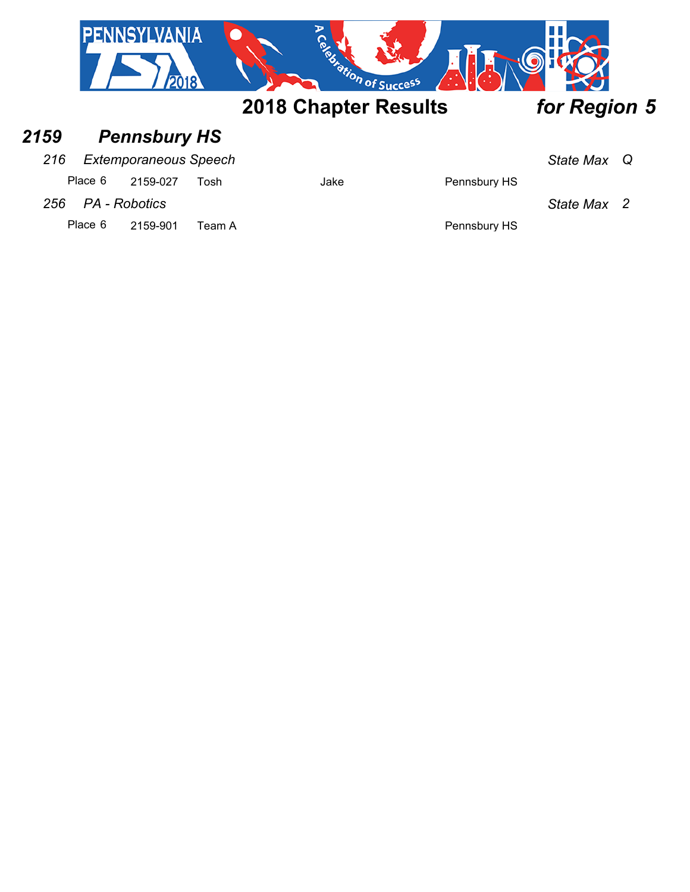## 2018 Chapter Results *for Region 5*

### *2159 Pennsbury HS*

*216 Extemporaneous Speech* — *State Max Q*

| Place | ID | First Name | Last Name | School |
|---|---|---|---|---|
| Place 6 | 2159-027 | Tosh | Jake | Pennsbury HS |

*256 PA - Robotics* — *State Max 2*

| Place | ID | Team | | School |
|---|---|---|---|---|
| Place 6 | 2159-901 | Team A | | Pennsbury HS |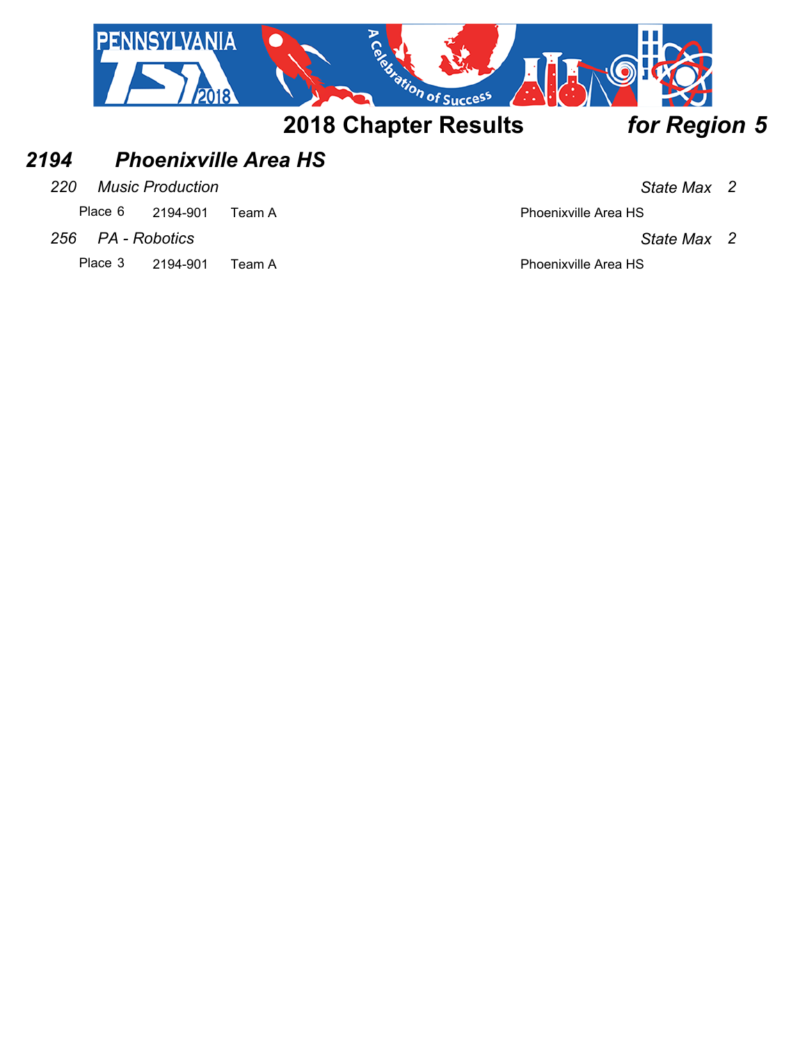## 2018 Chapter Results *for Region 5*

### *2194 Phoenixville Area HS*

*220 Music Production* *State Max 2*

| Place | Team ID | Team | School |
|---|---|---|---|
| Place 6 | 2194-901 | Team A | Phoenixville Area HS |

*256 PA - Robotics* *State Max 2*

| Place | Team ID | Team | School |
|---|---|---|---|
| Place 3 | 2194-901 | Team A | Phoenixville Area HS |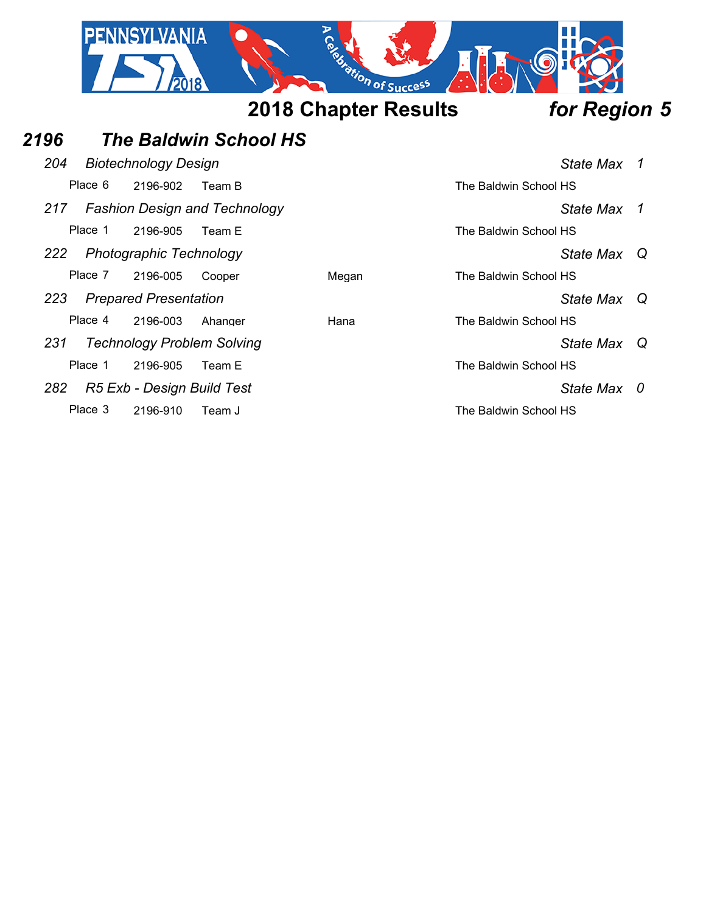# 2018 Chapter Results *for Region 5*

## *2196 The Baldwin School HS*

*204 Biotechnology Design* — *State Max 1*

| Place | ID | Name | | School |
|---|---|---|---|---|
| Place 6 | 2196-902 | Team B | | The Baldwin School HS |

*217 Fashion Design and Technology* — *State Max 1*

| Place | ID | Name | | School |
|---|---|---|---|---|
| Place 1 | 2196-905 | Team E | | The Baldwin School HS |

*222 Photographic Technology* — *State Max Q*

| Place | ID | Name | | School |
|---|---|---|---|---|
| Place 7 | 2196-005 | Cooper | Megan | The Baldwin School HS |

*223 Prepared Presentation* — *State Max Q*

| Place | ID | Name | | School |
|---|---|---|---|---|
| Place 4 | 2196-003 | Ahanger | Hana | The Baldwin School HS |

*231 Technology Problem Solving* — *State Max Q*

| Place | ID | Name | | School |
|---|---|---|---|---|
| Place 1 | 2196-905 | Team E | | The Baldwin School HS |

*282 R5 Exb - Design Build Test* — *State Max 0*

| Place | ID | Name | | School |
|---|---|---|---|---|
| Place 3 | 2196-910 | Team J | | The Baldwin School HS |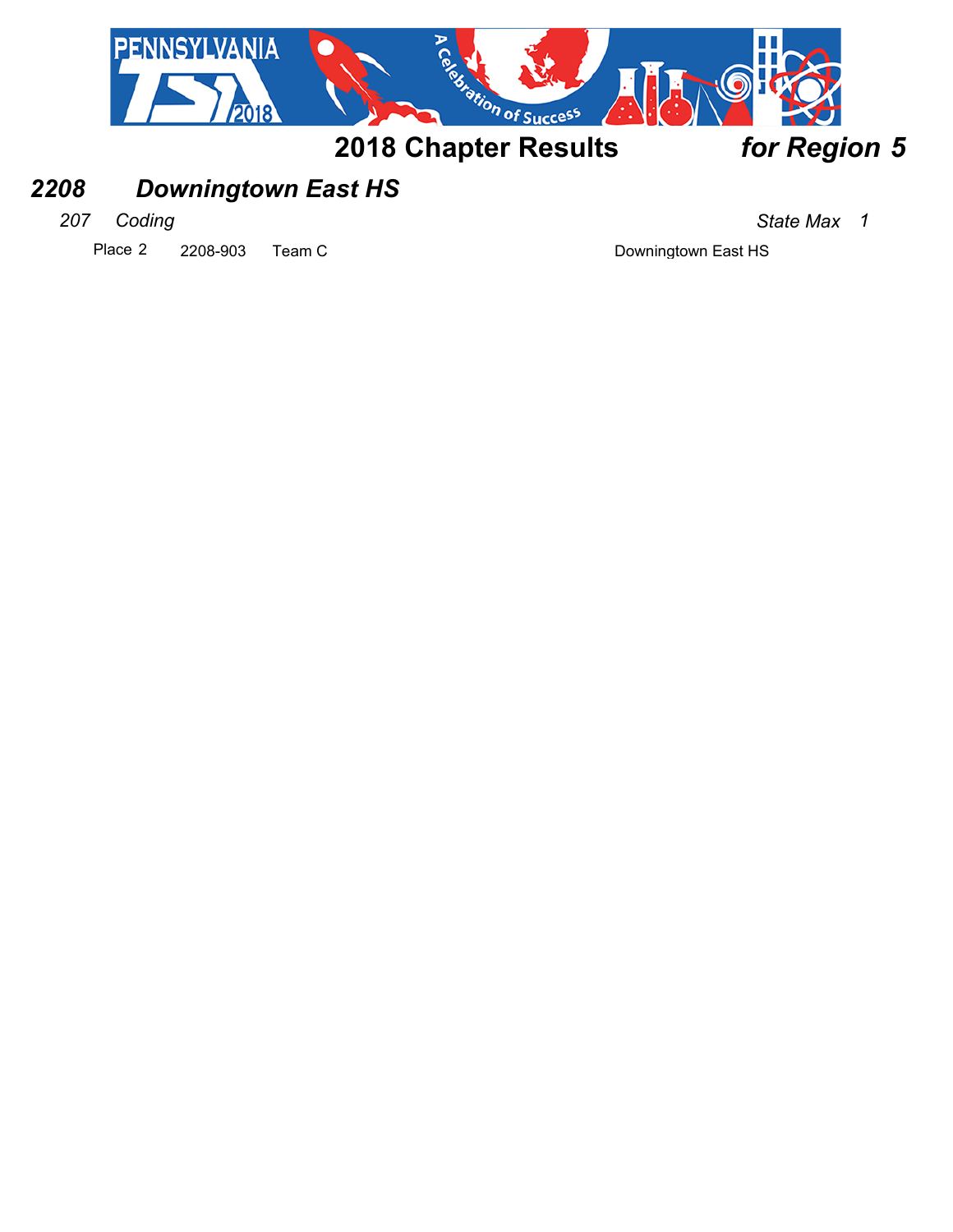# 2018 Chapter Results *for Region 5*

## *2208 Downingtown East HS*

*207 Coding* *State Max 1*

| | | | | |
|---|---|---|---|---|
| Place | 2 | 2208-903 | Team C | Downingtown East HS |